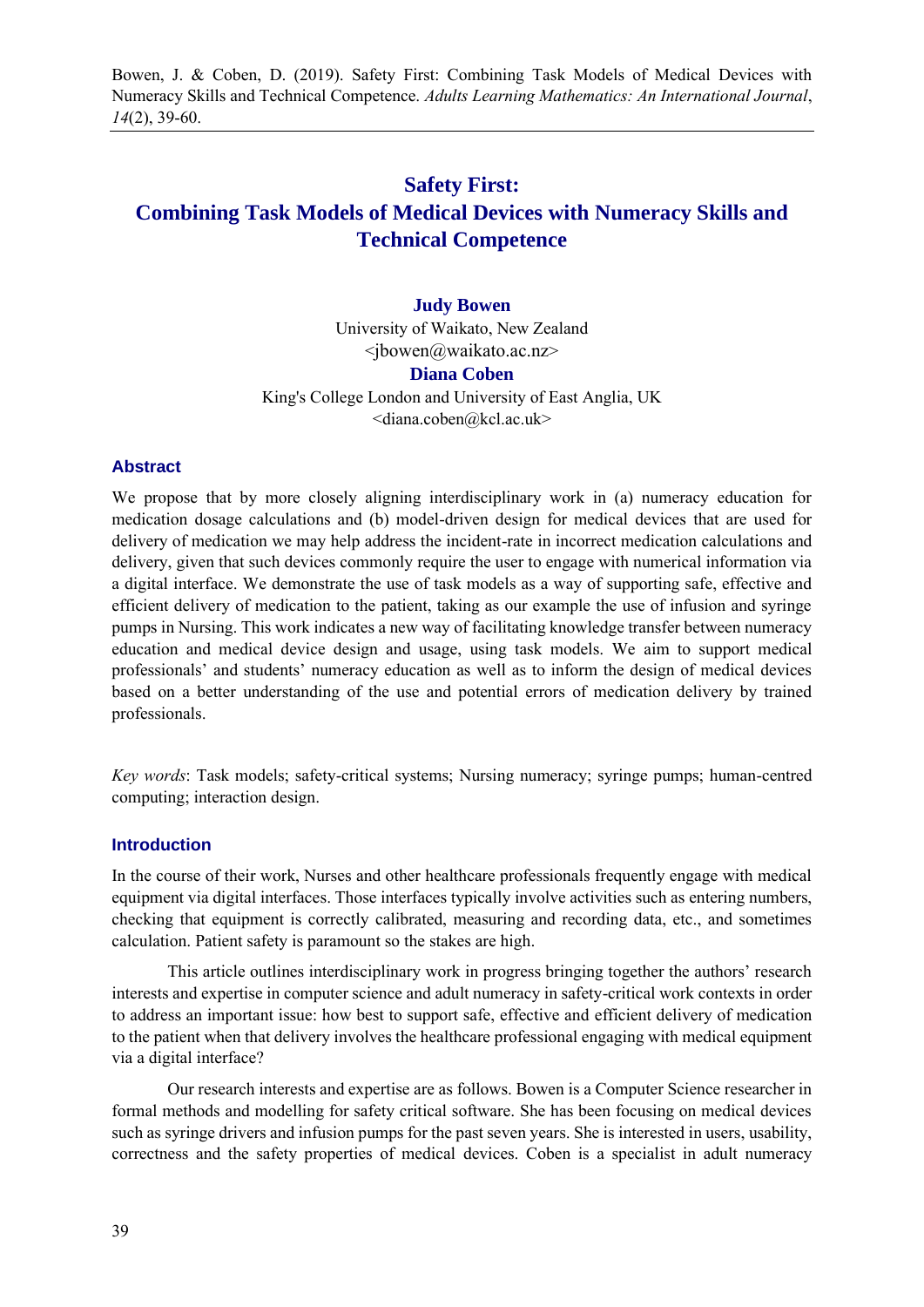Bowen, J. & Coben, D. (2019). Safety First: Combining Task Models of Medical Devices with Numeracy Skills and Technical Competence. *Adults Learning Mathematics: An International Journal*, *14*(2), 39-60.

# Safety First: Combining Task Models of Medical Devices with Numeracy Skills and Technical Competence

**Judy Bowen**
University of Waikato, New Zealand
<jbowen@waikato.ac.nz>

**Diana Coben**
King's College London and University of East Anglia, UK
<diana.coben@kcl.ac.uk>

## Abstract

We propose that by more closely aligning interdisciplinary work in (a) numeracy education for medication dosage calculations and (b) model-driven design for medical devices that are used for delivery of medication we may help address the incident-rate in incorrect medication calculations and delivery, given that such devices commonly require the user to engage with numerical information via a digital interface. We demonstrate the use of task models as a way of supporting safe, effective and efficient delivery of medication to the patient, taking as our example the use of infusion and syringe pumps in Nursing. This work indicates a new way of facilitating knowledge transfer between numeracy education and medical device design and usage, using task models. We aim to support medical professionals' and students' numeracy education as well as to inform the design of medical devices based on a better understanding of the use and potential errors of medication delivery by trained professionals.

*Key words*: Task models; safety-critical systems; Nursing numeracy; syringe pumps; human-centred computing; interaction design.

## Introduction

In the course of their work, Nurses and other healthcare professionals frequently engage with medical equipment via digital interfaces. Those interfaces typically involve activities such as entering numbers, checking that equipment is correctly calibrated, measuring and recording data, etc., and sometimes calculation. Patient safety is paramount so the stakes are high.

This article outlines interdisciplinary work in progress bringing together the authors' research interests and expertise in computer science and adult numeracy in safety-critical work contexts in order to address an important issue: how best to support safe, effective and efficient delivery of medication to the patient when that delivery involves the healthcare professional engaging with medical equipment via a digital interface?

Our research interests and expertise are as follows. Bowen is a Computer Science researcher in formal methods and modelling for safety critical software. She has been focusing on medical devices such as syringe drivers and infusion pumps for the past seven years. She is interested in users, usability, correctness and the safety properties of medical devices. Coben is a specialist in adult numeracy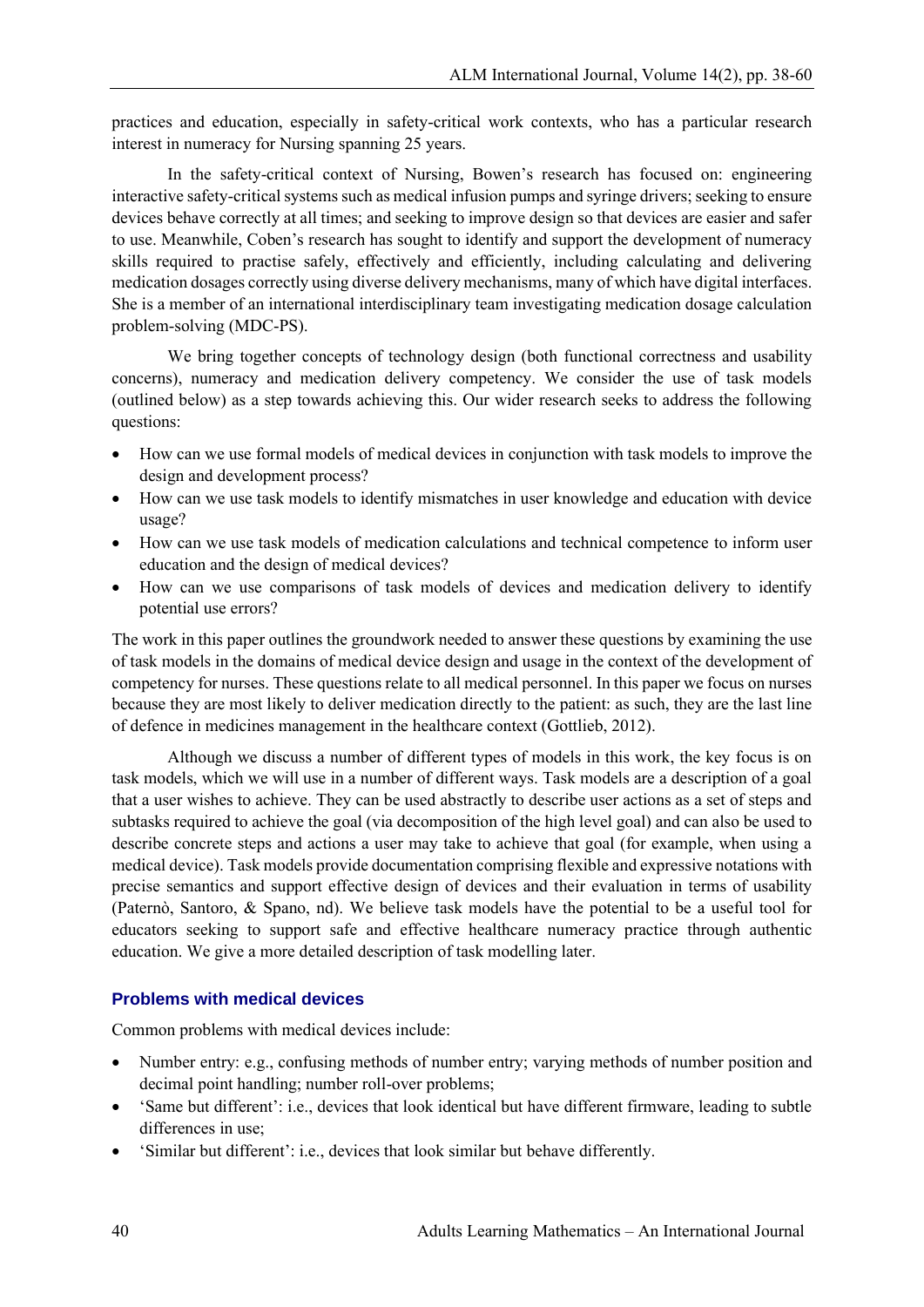practices and education, especially in safety-critical work contexts, who has a particular research interest in numeracy for Nursing spanning 25 years.

In the safety-critical context of Nursing, Bowen's research has focused on: engineering interactive safety-critical systems such as medical infusion pumps and syringe drivers; seeking to ensure devices behave correctly at all times; and seeking to improve design so that devices are easier and safer to use. Meanwhile, Coben's research has sought to identify and support the development of numeracy skills required to practise safely, effectively and efficiently, including calculating and delivering medication dosages correctly using diverse delivery mechanisms, many of which have digital interfaces. She is a member of an international interdisciplinary team investigating medication dosage calculation problem-solving (MDC-PS).

We bring together concepts of technology design (both functional correctness and usability concerns), numeracy and medication delivery competency. We consider the use of task models (outlined below) as a step towards achieving this. Our wider research seeks to address the following questions:

- How can we use formal models of medical devices in conjunction with task models to improve the design and development process?
- How can we use task models to identify mismatches in user knowledge and education with device usage?
- How can we use task models of medication calculations and technical competence to inform user education and the design of medical devices?
- How can we use comparisons of task models of devices and medication delivery to identify potential use errors?

The work in this paper outlines the groundwork needed to answer these questions by examining the use of task models in the domains of medical device design and usage in the context of the development of competency for nurses. These questions relate to all medical personnel. In this paper we focus on nurses because they are most likely to deliver medication directly to the patient: as such, they are the last line of defence in medicines management in the healthcare context (Gottlieb, 2012).

Although we discuss a number of different types of models in this work, the key focus is on task models, which we will use in a number of different ways. Task models are a description of a goal that a user wishes to achieve. They can be used abstractly to describe user actions as a set of steps and subtasks required to achieve the goal (via decomposition of the high level goal) and can also be used to describe concrete steps and actions a user may take to achieve that goal (for example, when using a medical device). Task models provide documentation comprising flexible and expressive notations with precise semantics and support effective design of devices and their evaluation in terms of usability (Paternò, Santoro, & Spano, nd). We believe task models have the potential to be a useful tool for educators seeking to support safe and effective healthcare numeracy practice through authentic education. We give a more detailed description of task modelling later.

## Problems with medical devices

Common problems with medical devices include:

- Number entry: e.g., confusing methods of number entry; varying methods of number position and decimal point handling; number roll-over problems;
- 'Same but different': i.e., devices that look identical but have different firmware, leading to subtle differences in use;
- 'Similar but different': i.e., devices that look similar but behave differently.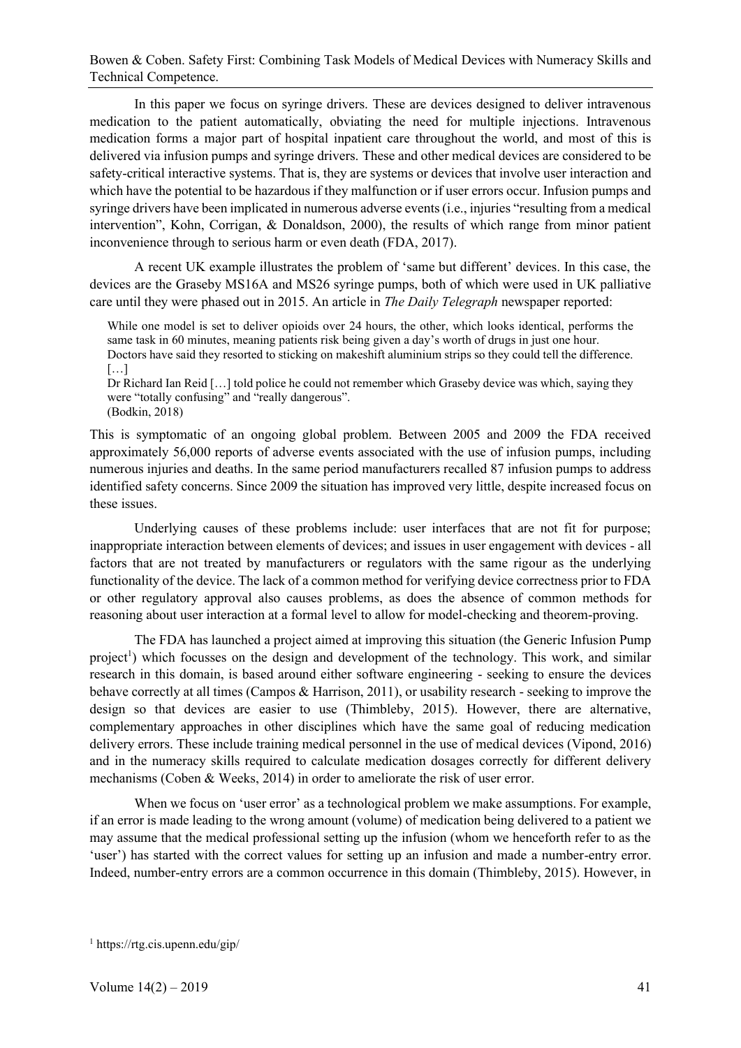In this paper we focus on syringe drivers. These are devices designed to deliver intravenous medication to the patient automatically, obviating the need for multiple injections. Intravenous medication forms a major part of hospital inpatient care throughout the world, and most of this is delivered via infusion pumps and syringe drivers. These and other medical devices are considered to be safety-critical interactive systems. That is, they are systems or devices that involve user interaction and which have the potential to be hazardous if they malfunction or if user errors occur. Infusion pumps and syringe drivers have been implicated in numerous adverse events (i.e., injuries "resulting from a medical intervention", Kohn, Corrigan, & Donaldson, 2000), the results of which range from minor patient inconvenience through to serious harm or even death (FDA, 2017).

A recent UK example illustrates the problem of 'same but different' devices. In this case, the devices are the Graseby MS16A and MS26 syringe pumps, both of which were used in UK palliative care until they were phased out in 2015. An article in *The Daily Telegraph* newspaper reported:

> While one model is set to deliver opioids over 24 hours, the other, which looks identical, performs the same task in 60 minutes, meaning patients risk being given a day's worth of drugs in just one hour. Doctors have said they resorted to sticking on makeshift aluminium strips so they could tell the difference.
> […]
> Dr Richard Ian Reid […] told police he could not remember which Graseby device was which, saying they were "totally confusing" and "really dangerous".
> (Bodkin, 2018)

This is symptomatic of an ongoing global problem. Between 2005 and 2009 the FDA received approximately 56,000 reports of adverse events associated with the use of infusion pumps, including numerous injuries and deaths. In the same period manufacturers recalled 87 infusion pumps to address identified safety concerns. Since 2009 the situation has improved very little, despite increased focus on these issues.

Underlying causes of these problems include: user interfaces that are not fit for purpose; inappropriate interaction between elements of devices; and issues in user engagement with devices - all factors that are not treated by manufacturers or regulators with the same rigour as the underlying functionality of the device. The lack of a common method for verifying device correctness prior to FDA or other regulatory approval also causes problems, as does the absence of common methods for reasoning about user interaction at a formal level to allow for model-checking and theorem-proving.

The FDA has launched a project aimed at improving this situation (the Generic Infusion Pump project[1]) which focusses on the design and development of the technology. This work, and similar research in this domain, is based around either software engineering - seeking to ensure the devices behave correctly at all times (Campos & Harrison, 2011), or usability research - seeking to improve the design so that devices are easier to use (Thimbleby, 2015). However, there are alternative, complementary approaches in other disciplines which have the same goal of reducing medication delivery errors. These include training medical personnel in the use of medical devices (Vipond, 2016) and in the numeracy skills required to calculate medication dosages correctly for different delivery mechanisms (Coben & Weeks, 2014) in order to ameliorate the risk of user error.

When we focus on 'user error' as a technological problem we make assumptions. For example, if an error is made leading to the wrong amount (volume) of medication being delivered to a patient we may assume that the medical professional setting up the infusion (whom we henceforth refer to as the 'user') has started with the correct values for setting up an infusion and made a number-entry error. Indeed, number-entry errors are a common occurrence in this domain (Thimbleby, 2015). However, in

[1] https://rtg.cis.upenn.edu/gip/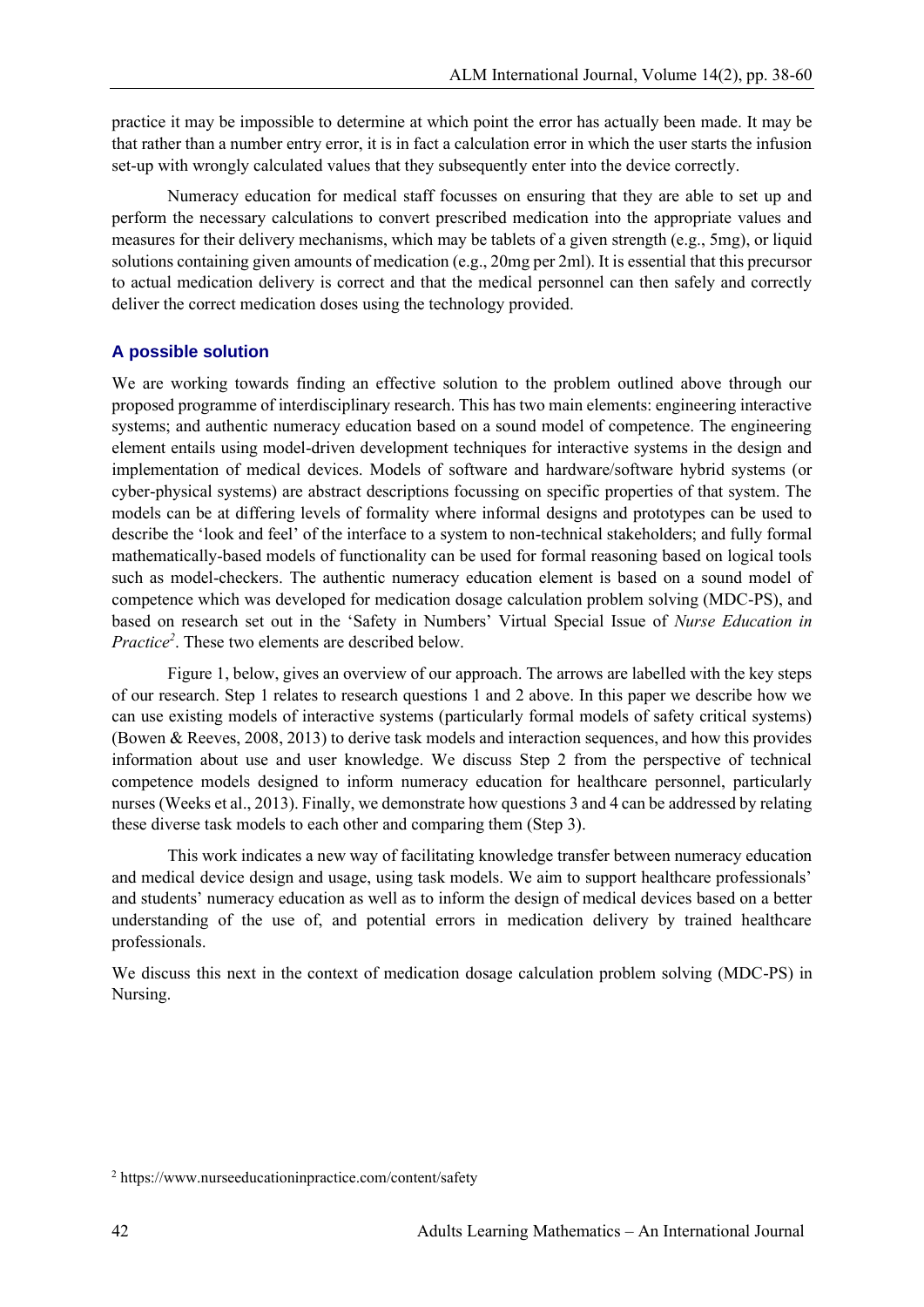practice it may be impossible to determine at which point the error has actually been made. It may be that rather than a number entry error, it is in fact a calculation error in which the user starts the infusion set-up with wrongly calculated values that they subsequently enter into the device correctly.

Numeracy education for medical staff focusses on ensuring that they are able to set up and perform the necessary calculations to convert prescribed medication into the appropriate values and measures for their delivery mechanisms, which may be tablets of a given strength (e.g., 5mg), or liquid solutions containing given amounts of medication (e.g., 20mg per 2ml). It is essential that this precursor to actual medication delivery is correct and that the medical personnel can then safely and correctly deliver the correct medication doses using the technology provided.

### A possible solution

We are working towards finding an effective solution to the problem outlined above through our proposed programme of interdisciplinary research. This has two main elements: engineering interactive systems; and authentic numeracy education based on a sound model of competence. The engineering element entails using model-driven development techniques for interactive systems in the design and implementation of medical devices. Models of software and hardware/software hybrid systems (or cyber-physical systems) are abstract descriptions focussing on specific properties of that system. The models can be at differing levels of formality where informal designs and prototypes can be used to describe the 'look and feel' of the interface to a system to non-technical stakeholders; and fully formal mathematically-based models of functionality can be used for formal reasoning based on logical tools such as model-checkers. The authentic numeracy education element is based on a sound model of competence which was developed for medication dosage calculation problem solving (MDC-PS), and based on research set out in the 'Safety in Numbers' Virtual Special Issue of *Nurse Education in Practice*[2]. These two elements are described below.

Figure 1, below, gives an overview of our approach. The arrows are labelled with the key steps of our research. Step 1 relates to research questions 1 and 2 above. In this paper we describe how we can use existing models of interactive systems (particularly formal models of safety critical systems) (Bowen & Reeves, 2008, 2013) to derive task models and interaction sequences, and how this provides information about use and user knowledge. We discuss Step 2 from the perspective of technical competence models designed to inform numeracy education for healthcare personnel, particularly nurses (Weeks et al., 2013). Finally, we demonstrate how questions 3 and 4 can be addressed by relating these diverse task models to each other and comparing them (Step 3).

This work indicates a new way of facilitating knowledge transfer between numeracy education and medical device design and usage, using task models. We aim to support healthcare professionals' and students' numeracy education as well as to inform the design of medical devices based on a better understanding of the use of, and potential errors in medication delivery by trained healthcare professionals.

We discuss this next in the context of medication dosage calculation problem solving (MDC-PS) in Nursing.

[2] https://www.nurseeducationinpractice.com/content/safety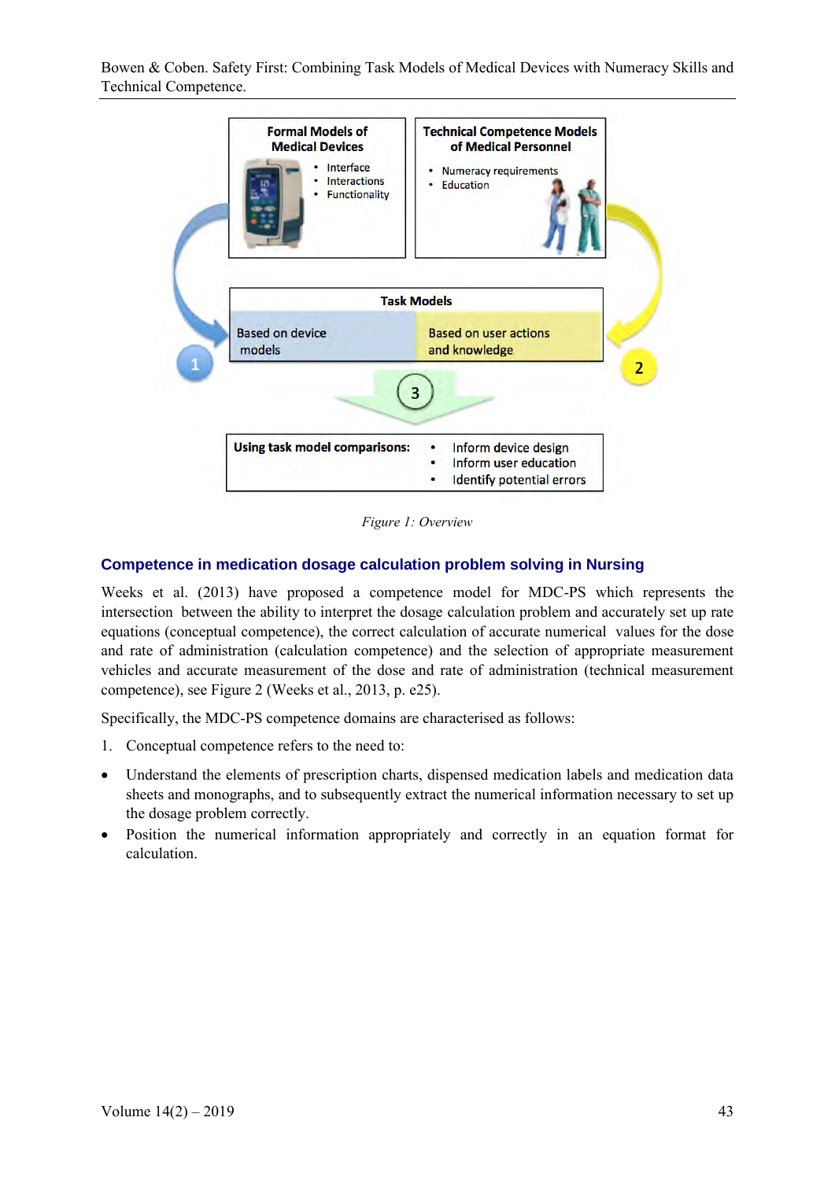*Figure 1: Overview*

## Competence in medication dosage calculation problem solving in Nursing

Weeks et al. (2013) have proposed a competence model for MDC-PS which represents the intersection between the ability to interpret the dosage calculation problem and accurately set up rate equations (conceptual competence), the correct calculation of accurate numerical values for the dose and rate of administration (calculation competence) and the selection of appropriate measurement vehicles and accurate measurement of the dose and rate of administration (technical measurement competence), see Figure 2 (Weeks et al., 2013, p. e25).

Specifically, the MDC-PS competence domains are characterised as follows:

1. Conceptual competence refers to the need to:

- Understand the elements of prescription charts, dispensed medication labels and medication data sheets and monographs, and to subsequently extract the numerical information necessary to set up the dosage problem correctly.
- Position the numerical information appropriately and correctly in an equation format for calculation.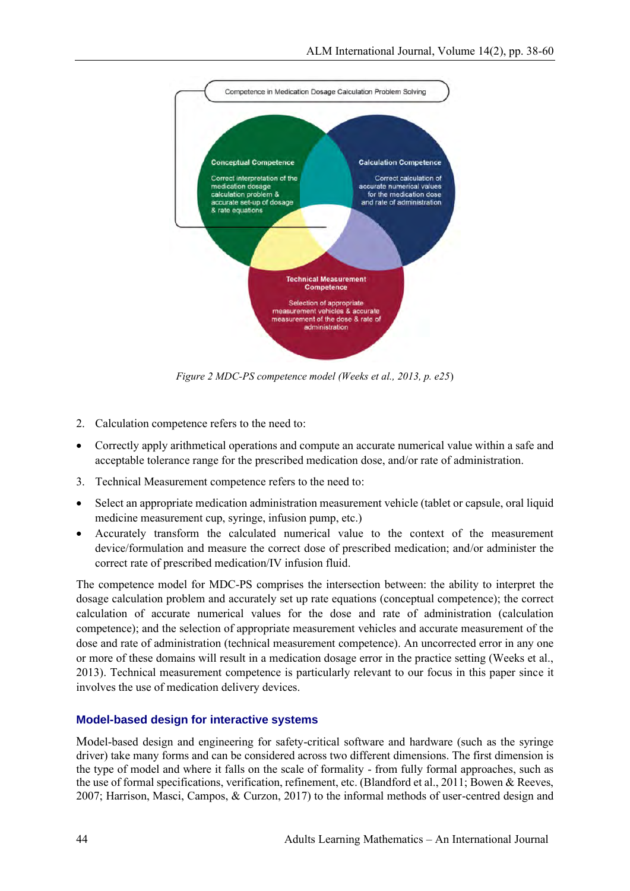Competence in Medication Dosage Calculation Problem Solving

**Conceptual Competence**

Correct interpretation of the medication dosage calculation problem & accurate set-up of dosage & rate equations

**Calculation Competence**

Correct calculation of accurate numerical values for the medication dose and rate of administration

**Technical Measurement Competence**

Selection of appropriate measurement vehicles & accurate measurement of the dose & rate of administration

*Figure 2 MDC-PS competence model (Weeks et al., 2013, p. e25*)

2. Calculation competence refers to the need to:

- Correctly apply arithmetical operations and compute an accurate numerical value within a safe and acceptable tolerance range for the prescribed medication dose, and/or rate of administration.

3. Technical Measurement competence refers to the need to:

- Select an appropriate medication administration measurement vehicle (tablet or capsule, oral liquid medicine measurement cup, syringe, infusion pump, etc.)
- Accurately transform the calculated numerical value to the context of the measurement device/formulation and measure the correct dose of prescribed medication; and/or administer the correct rate of prescribed medication/IV infusion fluid.

The competence model for MDC-PS comprises the intersection between: the ability to interpret the dosage calculation problem and accurately set up rate equations (conceptual competence); the correct calculation of accurate numerical values for the dose and rate of administration (calculation competence); and the selection of appropriate measurement vehicles and accurate measurement of the dose and rate of administration (technical measurement competence). An uncorrected error in any one or more of these domains will result in a medication dosage error in the practice setting (Weeks et al., 2013). Technical measurement competence is particularly relevant to our focus in this paper since it involves the use of medication delivery devices.

## Model-based design for interactive systems

Model-based design and engineering for safety-critical software and hardware (such as the syringe driver) take many forms and can be considered across two different dimensions. The first dimension is the type of model and where it falls on the scale of formality - from fully formal approaches, such as the use of formal specifications, verification, refinement, etc. (Blandford et al., 2011; Bowen & Reeves, 2007; Harrison, Masci, Campos, & Curzon, 2017) to the informal methods of user-centred design and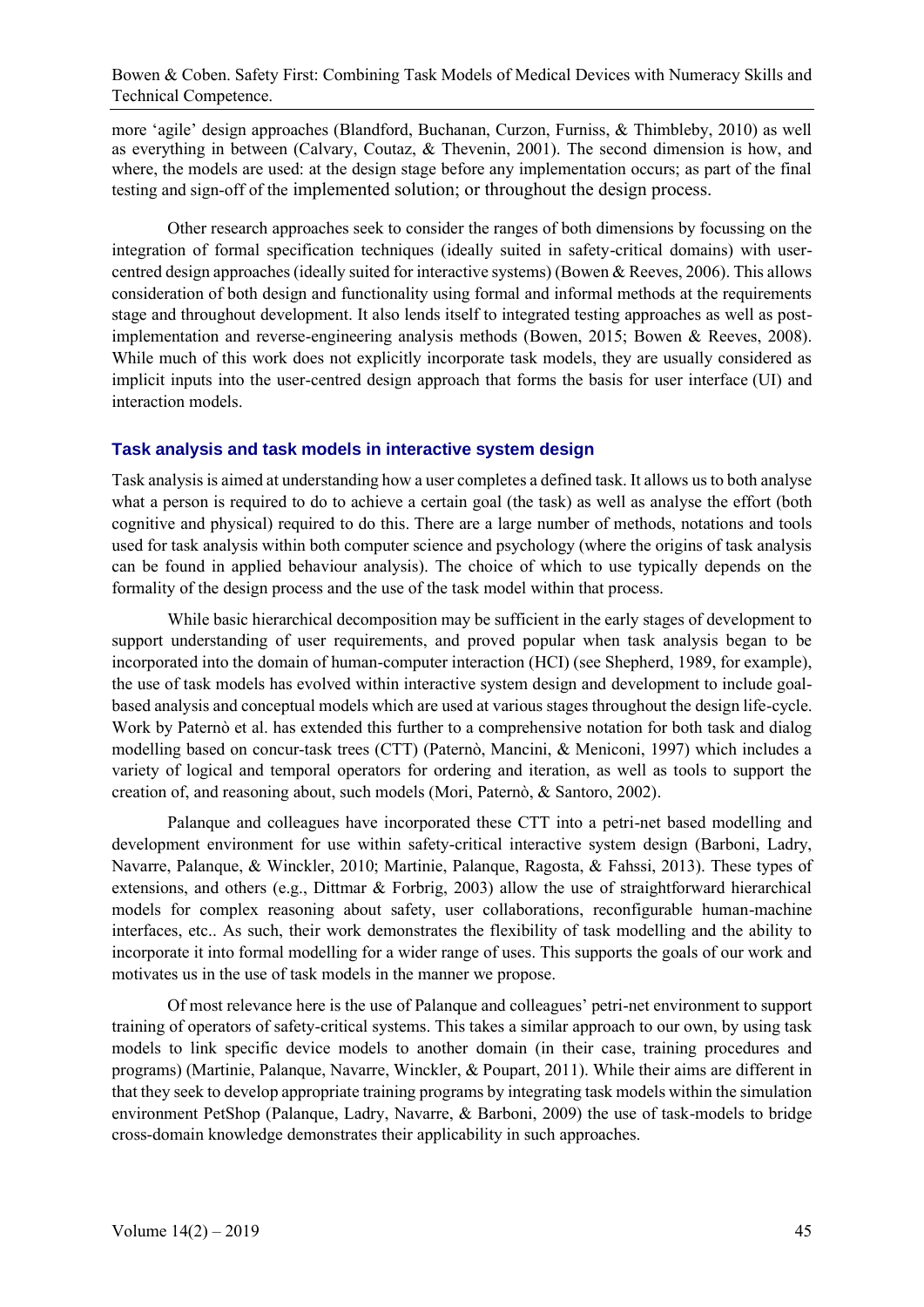more 'agile' design approaches (Blandford, Buchanan, Curzon, Furniss, & Thimbleby, 2010) as well as everything in between (Calvary, Coutaz, & Thevenin, 2001). The second dimension is how, and where, the models are used: at the design stage before any implementation occurs; as part of the final testing and sign-off of the implemented solution; or throughout the design process.

Other research approaches seek to consider the ranges of both dimensions by focussing on the integration of formal specification techniques (ideally suited in safety-critical domains) with user-centred design approaches (ideally suited for interactive systems) (Bowen & Reeves, 2006). This allows consideration of both design and functionality using formal and informal methods at the requirements stage and throughout development. It also lends itself to integrated testing approaches as well as post-implementation and reverse-engineering analysis methods (Bowen, 2015; Bowen & Reeves, 2008). While much of this work does not explicitly incorporate task models, they are usually considered as implicit inputs into the user-centred design approach that forms the basis for user interface (UI) and interaction models.

## Task analysis and task models in interactive system design

Task analysis is aimed at understanding how a user completes a defined task. It allows us to both analyse what a person is required to do to achieve a certain goal (the task) as well as analyse the effort (both cognitive and physical) required to do this. There are a large number of methods, notations and tools used for task analysis within both computer science and psychology (where the origins of task analysis can be found in applied behaviour analysis). The choice of which to use typically depends on the formality of the design process and the use of the task model within that process.

While basic hierarchical decomposition may be sufficient in the early stages of development to support understanding of user requirements, and proved popular when task analysis began to be incorporated into the domain of human-computer interaction (HCI) (see Shepherd, 1989, for example), the use of task models has evolved within interactive system design and development to include goal-based analysis and conceptual models which are used at various stages throughout the design life-cycle. Work by Paternò et al. has extended this further to a comprehensive notation for both task and dialog modelling based on concur-task trees (CTT) (Paternò, Mancini, & Meniconi, 1997) which includes a variety of logical and temporal operators for ordering and iteration, as well as tools to support the creation of, and reasoning about, such models (Mori, Paternò, & Santoro, 2002).

Palanque and colleagues have incorporated these CTT into a petri-net based modelling and development environment for use within safety-critical interactive system design (Barboni, Ladry, Navarre, Palanque, & Winckler, 2010; Martinie, Palanque, Ragosta, & Fahssi, 2013). These types of extensions, and others (e.g., Dittmar & Forbrig, 2003) allow the use of straightforward hierarchical models for complex reasoning about safety, user collaborations, reconfigurable human-machine interfaces, etc.. As such, their work demonstrates the flexibility of task modelling and the ability to incorporate it into formal modelling for a wider range of uses. This supports the goals of our work and motivates us in the use of task models in the manner we propose.

Of most relevance here is the use of Palanque and colleagues' petri-net environment to support training of operators of safety-critical systems. This takes a similar approach to our own, by using task models to link specific device models to another domain (in their case, training procedures and programs) (Martinie, Palanque, Navarre, Winckler, & Poupart, 2011). While their aims are different in that they seek to develop appropriate training programs by integrating task models within the simulation environment PetShop (Palanque, Ladry, Navarre, & Barboni, 2009) the use of task-models to bridge cross-domain knowledge demonstrates their applicability in such approaches.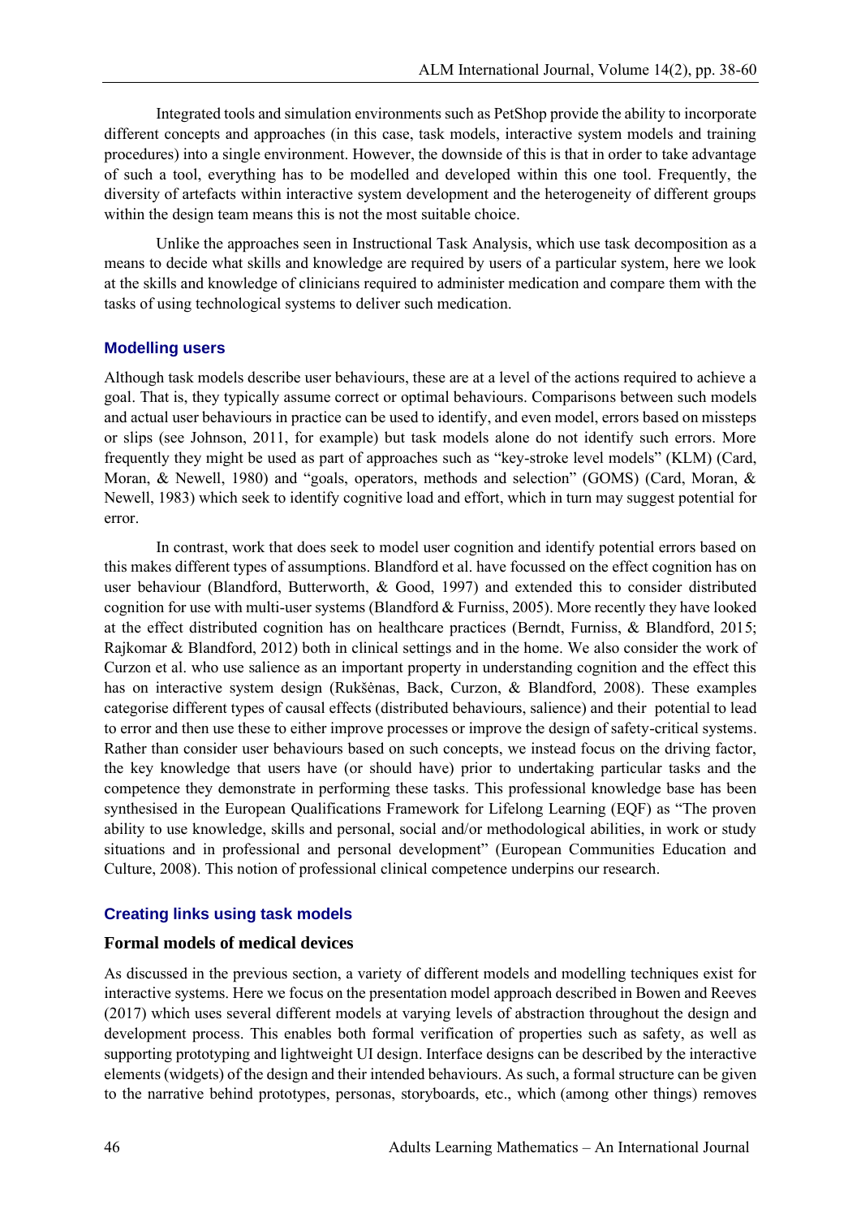Integrated tools and simulation environments such as PetShop provide the ability to incorporate different concepts and approaches (in this case, task models, interactive system models and training procedures) into a single environment. However, the downside of this is that in order to take advantage of such a tool, everything has to be modelled and developed within this one tool. Frequently, the diversity of artefacts within interactive system development and the heterogeneity of different groups within the design team means this is not the most suitable choice.

Unlike the approaches seen in Instructional Task Analysis, which use task decomposition as a means to decide what skills and knowledge are required by users of a particular system, here we look at the skills and knowledge of clinicians required to administer medication and compare them with the tasks of using technological systems to deliver such medication.

## Modelling users

Although task models describe user behaviours, these are at a level of the actions required to achieve a goal. That is, they typically assume correct or optimal behaviours. Comparisons between such models and actual user behaviours in practice can be used to identify, and even model, errors based on missteps or slips (see Johnson, 2011, for example) but task models alone do not identify such errors. More frequently they might be used as part of approaches such as "key-stroke level models" (KLM) (Card, Moran, & Newell, 1980) and "goals, operators, methods and selection" (GOMS) (Card, Moran, & Newell, 1983) which seek to identify cognitive load and effort, which in turn may suggest potential for error.

In contrast, work that does seek to model user cognition and identify potential errors based on this makes different types of assumptions. Blandford et al. have focussed on the effect cognition has on user behaviour (Blandford, Butterworth, & Good, 1997) and extended this to consider distributed cognition for use with multi-user systems (Blandford & Furniss, 2005). More recently they have looked at the effect distributed cognition has on healthcare practices (Berndt, Furniss, & Blandford, 2015; Rajkomar & Blandford, 2012) both in clinical settings and in the home. We also consider the work of Curzon et al. who use salience as an important property in understanding cognition and the effect this has on interactive system design (Rukšėnas, Back, Curzon, & Blandford, 2008). These examples categorise different types of causal effects (distributed behaviours, salience) and their potential to lead to error and then use these to either improve processes or improve the design of safety-critical systems. Rather than consider user behaviours based on such concepts, we instead focus on the driving factor, the key knowledge that users have (or should have) prior to undertaking particular tasks and the competence they demonstrate in performing these tasks. This professional knowledge base has been synthesised in the European Qualifications Framework for Lifelong Learning (EQF) as "The proven ability to use knowledge, skills and personal, social and/or methodological abilities, in work or study situations and in professional and personal development" (European Communities Education and Culture, 2008). This notion of professional clinical competence underpins our research.

## Creating links using task models

### Formal models of medical devices

As discussed in the previous section, a variety of different models and modelling techniques exist for interactive systems. Here we focus on the presentation model approach described in Bowen and Reeves (2017) which uses several different models at varying levels of abstraction throughout the design and development process. This enables both formal verification of properties such as safety, as well as supporting prototyping and lightweight UI design. Interface designs can be described by the interactive elements (widgets) of the design and their intended behaviours. As such, a formal structure can be given to the narrative behind prototypes, personas, storyboards, etc., which (among other things) removes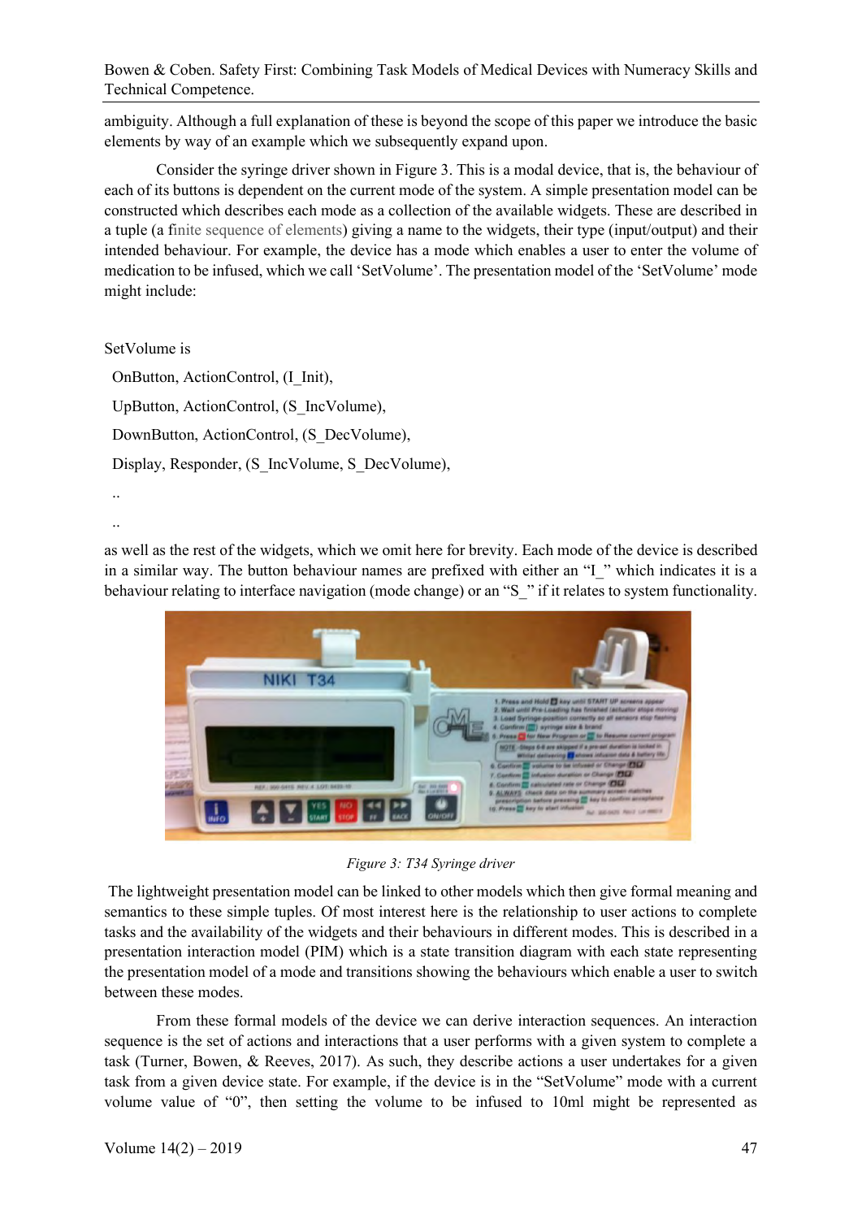ambiguity. Although a full explanation of these is beyond the scope of this paper we introduce the basic elements by way of an example which we subsequently expand upon.

Consider the syringe driver shown in Figure 3. This is a modal device, that is, the behaviour of each of its buttons is dependent on the current mode of the system. A simple presentation model can be constructed which describes each mode as a collection of the available widgets. These are described in a tuple (a finite sequence of elements) giving a name to the widgets, their type (input/output) and their intended behaviour. For example, the device has a mode which enables a user to enter the volume of medication to be infused, which we call 'SetVolume'. The presentation model of the 'SetVolume' mode might include:

SetVolume is

OnButton, ActionControl, (I_Init),

UpButton, ActionControl, (S_IncVolume),

DownButton, ActionControl, (S_DecVolume),

Display, Responder, (S_IncVolume, S_DecVolume),

..

..

as well as the rest of the widgets, which we omit here for brevity. Each mode of the device is described in a similar way. The button behaviour names are prefixed with either an "I_" which indicates it is a behaviour relating to interface navigation (mode change) or an "S_" if it relates to system functionality.

*Figure 3: T34 Syringe driver*

The lightweight presentation model can be linked to other models which then give formal meaning and semantics to these simple tuples. Of most interest here is the relationship to user actions to complete tasks and the availability of the widgets and their behaviours in different modes. This is described in a presentation interaction model (PIM) which is a state transition diagram with each state representing the presentation model of a mode and transitions showing the behaviours which enable a user to switch between these modes.

From these formal models of the device we can derive interaction sequences. An interaction sequence is the set of actions and interactions that a user performs with a given system to complete a task (Turner, Bowen, & Reeves, 2017). As such, they describe actions a user undertakes for a given task from a given device state. For example, if the device is in the "SetVolume" mode with a current volume value of "0", then setting the volume to be infused to 10ml might be represented as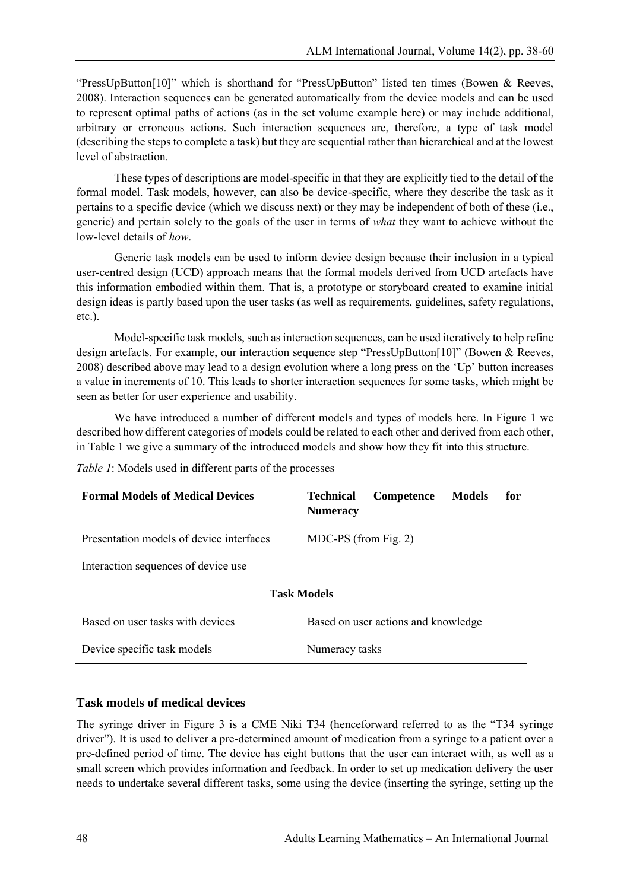"PressUpButton[10]" which is shorthand for "PressUpButton" listed ten times (Bowen & Reeves, 2008). Interaction sequences can be generated automatically from the device models and can be used to represent optimal paths of actions (as in the set volume example here) or may include additional, arbitrary or erroneous actions. Such interaction sequences are, therefore, a type of task model (describing the steps to complete a task) but they are sequential rather than hierarchical and at the lowest level of abstraction.

These types of descriptions are model-specific in that they are explicitly tied to the detail of the formal model. Task models, however, can also be device-specific, where they describe the task as it pertains to a specific device (which we discuss next) or they may be independent of both of these (i.e., generic) and pertain solely to the goals of the user in terms of *what* they want to achieve without the low-level details of *how*.

Generic task models can be used to inform device design because their inclusion in a typical user-centred design (UCD) approach means that the formal models derived from UCD artefacts have this information embodied within them. That is, a prototype or storyboard created to examine initial design ideas is partly based upon the user tasks (as well as requirements, guidelines, safety regulations, etc.).

Model-specific task models, such as interaction sequences, can be used iteratively to help refine design artefacts. For example, our interaction sequence step "PressUpButton[10]" (Bowen & Reeves, 2008) described above may lead to a design evolution where a long press on the 'Up' button increases a value in increments of 10. This leads to shorter interaction sequences for some tasks, which might be seen as better for user experience and usability.

We have introduced a number of different models and types of models here. In Figure 1 we described how different categories of models could be related to each other and derived from each other, in Table 1 we give a summary of the introduced models and show how they fit into this structure.

*Table 1*: Models used in different parts of the processes

| **Formal Models of Medical Devices** | **Technical Competence Models for Numeracy** |
|---|---|
| Presentation models of device interfaces | MDC-PS (from Fig. 2) |
| Interaction sequences of device use | |
| **Task Models** | |
| Based on user tasks with devices | Based on user actions and knowledge |
| Device specific task models | Numeracy tasks |

## Task models of medical devices

The syringe driver in Figure 3 is a CME Niki T34 (henceforward referred to as the "T34 syringe driver"). It is used to deliver a pre-determined amount of medication from a syringe to a patient over a pre-defined period of time. The device has eight buttons that the user can interact with, as well as a small screen which provides information and feedback. In order to set up medication delivery the user needs to undertake several different tasks, some using the device (inserting the syringe, setting up the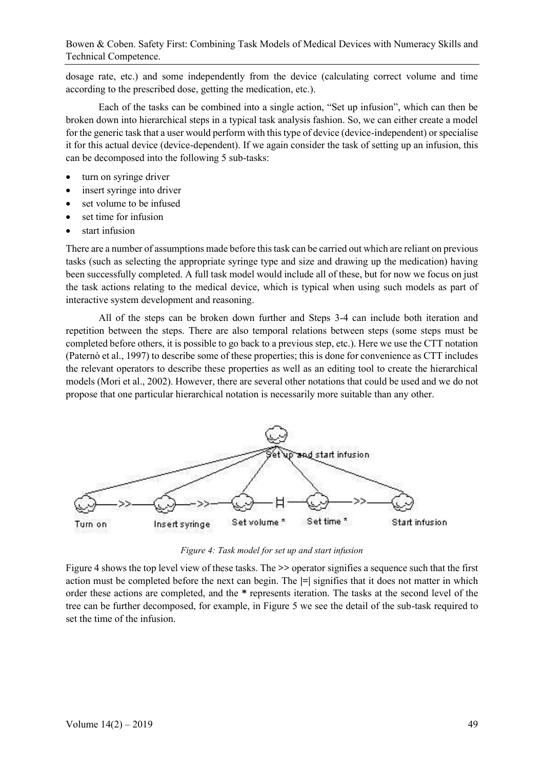dosage rate, etc.) and some independently from the device (calculating correct volume and time according to the prescribed dose, getting the medication, etc.).

Each of the tasks can be combined into a single action, "Set up infusion", which can then be broken down into hierarchical steps in a typical task analysis fashion. So, we can either create a model for the generic task that a user would perform with this type of device (device-independent) or specialise it for this actual device (device-dependent). If we again consider the task of setting up an infusion, this can be decomposed into the following 5 sub-tasks:

- turn on syringe driver
- insert syringe into driver
- set volume to be infused
- set time for infusion
- start infusion

There are a number of assumptions made before this task can be carried out which are reliant on previous tasks (such as selecting the appropriate syringe type and size and drawing up the medication) having been successfully completed. A full task model would include all of these, but for now we focus on just the task actions relating to the medical device, which is typical when using such models as part of interactive system development and reasoning.

All of the steps can be broken down further and Steps 3-4 can include both iteration and repetition between the steps. There are also temporal relations between steps (some steps must be completed before others, it is possible to go back to a previous step, etc.). Here we use the CTT notation (Paternò et al., 1997) to describe some of these properties; this is done for convenience as CTT includes the relevant operators to describe these properties as well as an editing tool to create the hierarchical models (Mori et al., 2002). However, there are several other notations that could be used and we do not propose that one particular hierarchical notation is necessarily more suitable than any other.

*Figure 4: Task model for set up and start infusion*

Figure 4 shows the top level view of these tasks. The **>>** operator signifies a sequence such that the first action must be completed before the next can begin. The **|=|** signifies that it does not matter in which order these actions are completed, and the **\*** represents iteration. The tasks at the second level of the tree can be further decomposed, for example, in Figure 5 we see the detail of the sub-task required to set the time of the infusion.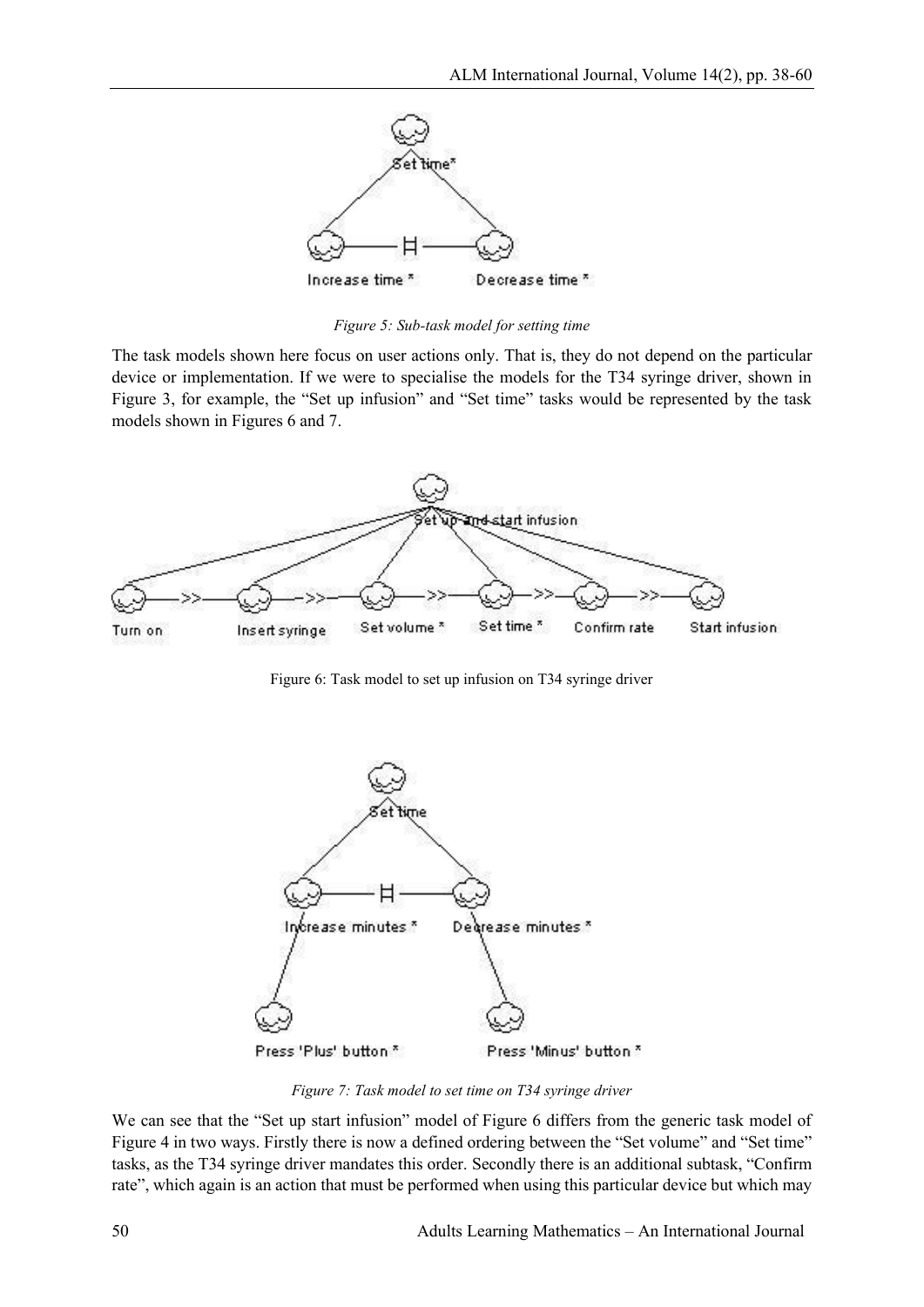*Figure 5: Sub-task model for setting time*

The task models shown here focus on user actions only. That is, they do not depend on the particular device or implementation. If we were to specialise the models for the T34 syringe driver, shown in Figure 3, for example, the "Set up infusion" and "Set time" tasks would be represented by the task models shown in Figures 6 and 7.

Figure 6: Task model to set up infusion on T34 syringe driver

*Figure 7: Task model to set time on T34 syringe driver*

We can see that the "Set up start infusion" model of Figure 6 differs from the generic task model of Figure 4 in two ways. Firstly there is now a defined ordering between the "Set volume" and "Set time" tasks, as the T34 syringe driver mandates this order. Secondly there is an additional subtask, "Confirm rate", which again is an action that must be performed when using this particular device but which may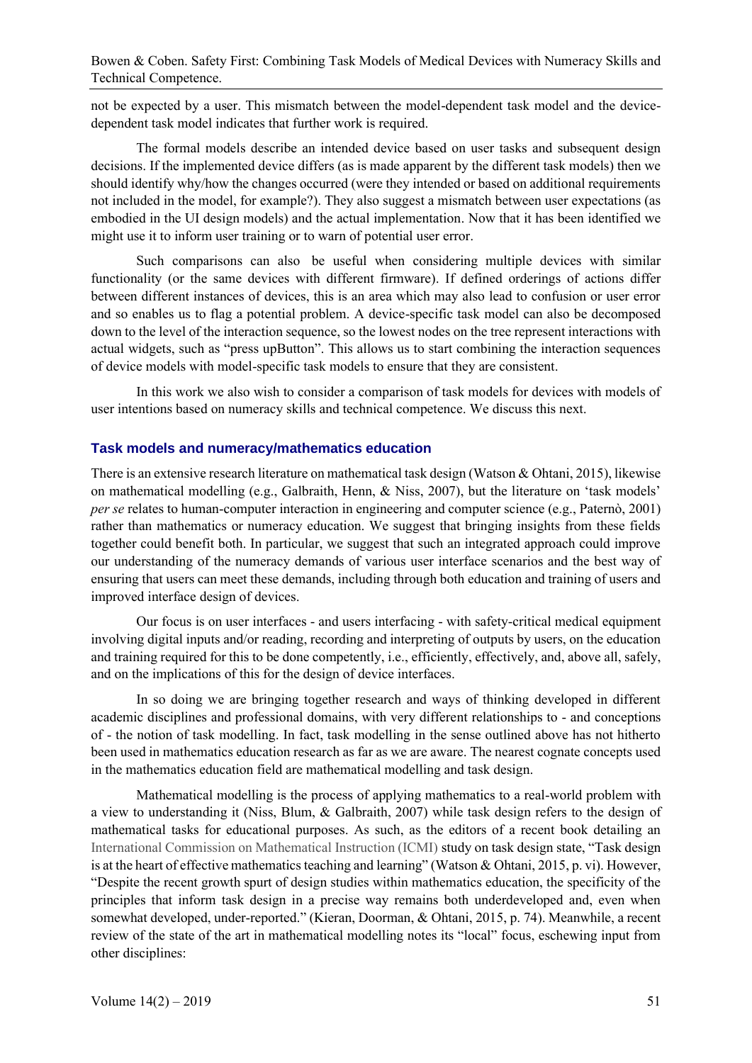not be expected by a user. This mismatch between the model-dependent task model and the device-dependent task model indicates that further work is required.

The formal models describe an intended device based on user tasks and subsequent design decisions. If the implemented device differs (as is made apparent by the different task models) then we should identify why/how the changes occurred (were they intended or based on additional requirements not included in the model, for example?). They also suggest a mismatch between user expectations (as embodied in the UI design models) and the actual implementation. Now that it has been identified we might use it to inform user training or to warn of potential user error.

Such comparisons can also be useful when considering multiple devices with similar functionality (or the same devices with different firmware). If defined orderings of actions differ between different instances of devices, this is an area which may also lead to confusion or user error and so enables us to flag a potential problem. A device-specific task model can also be decomposed down to the level of the interaction sequence, so the lowest nodes on the tree represent interactions with actual widgets, such as "press upButton". This allows us to start combining the interaction sequences of device models with model-specific task models to ensure that they are consistent.

In this work we also wish to consider a comparison of task models for devices with models of user intentions based on numeracy skills and technical competence. We discuss this next.

### Task models and numeracy/mathematics education

There is an extensive research literature on mathematical task design (Watson & Ohtani, 2015), likewise on mathematical modelling (e.g., Galbraith, Henn, & Niss, 2007), but the literature on 'task models' *per se* relates to human-computer interaction in engineering and computer science (e.g., Paternò, 2001) rather than mathematics or numeracy education. We suggest that bringing insights from these fields together could benefit both. In particular, we suggest that such an integrated approach could improve our understanding of the numeracy demands of various user interface scenarios and the best way of ensuring that users can meet these demands, including through both education and training of users and improved interface design of devices.

Our focus is on user interfaces - and users interfacing - with safety-critical medical equipment involving digital inputs and/or reading, recording and interpreting of outputs by users, on the education and training required for this to be done competently, i.e., efficiently, effectively, and, above all, safely, and on the implications of this for the design of device interfaces.

In so doing we are bringing together research and ways of thinking developed in different academic disciplines and professional domains, with very different relationships to - and conceptions of - the notion of task modelling. In fact, task modelling in the sense outlined above has not hitherto been used in mathematics education research as far as we are aware. The nearest cognate concepts used in the mathematics education field are mathematical modelling and task design.

Mathematical modelling is the process of applying mathematics to a real-world problem with a view to understanding it (Niss, Blum, & Galbraith, 2007) while task design refers to the design of mathematical tasks for educational purposes. As such, as the editors of a recent book detailing an International Commission on Mathematical Instruction (ICMI) study on task design state, "Task design is at the heart of effective mathematics teaching and learning" (Watson & Ohtani, 2015, p. vi). However, "Despite the recent growth spurt of design studies within mathematics education, the specificity of the principles that inform task design in a precise way remains both underdeveloped and, even when somewhat developed, under-reported." (Kieran, Doorman, & Ohtani, 2015, p. 74). Meanwhile, a recent review of the state of the art in mathematical modelling notes its "local" focus, eschewing input from other disciplines: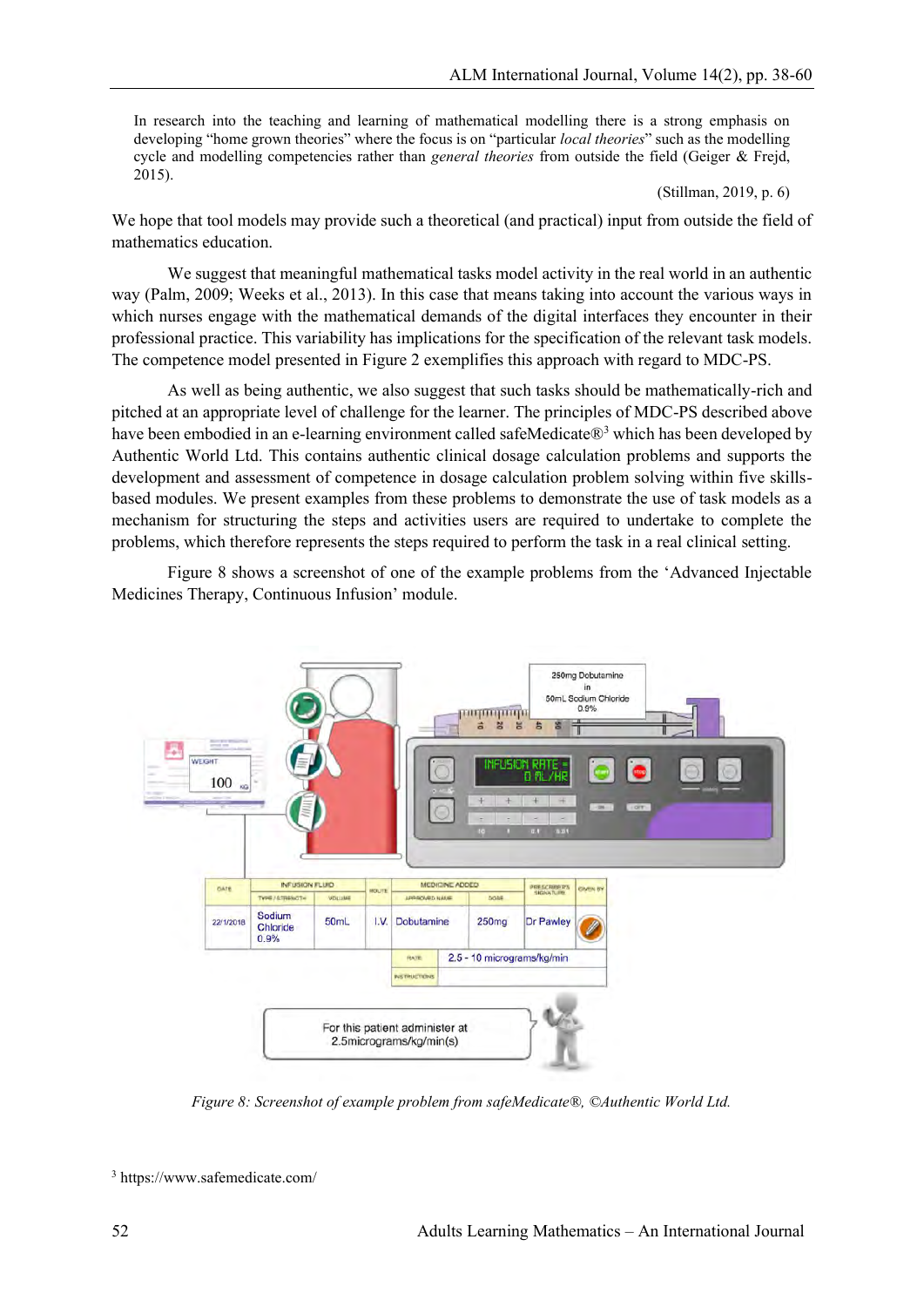> In research into the teaching and learning of mathematical modelling there is a strong emphasis on developing "home grown theories" where the focus is on "particular *local theories*" such as the modelling cycle and modelling competencies rather than *general theories* from outside the field (Geiger & Frejd, 2015).
>
> (Stillman, 2019, p. 6)

We hope that tool models may provide such a theoretical (and practical) input from outside the field of mathematics education.

We suggest that meaningful mathematical tasks model activity in the real world in an authentic way (Palm, 2009; Weeks et al., 2013). In this case that means taking into account the various ways in which nurses engage with the mathematical demands of the digital interfaces they encounter in their professional practice. This variability has implications for the specification of the relevant task models. The competence model presented in Figure 2 exemplifies this approach with regard to MDC-PS.

As well as being authentic, we also suggest that such tasks should be mathematically-rich and pitched at an appropriate level of challenge for the learner. The principles of MDC-PS described above have been embodied in an e-learning environment called safeMedicate®[3] which has been developed by Authentic World Ltd. This contains authentic clinical dosage calculation problems and supports the development and assessment of competence in dosage calculation problem solving within five skills-based modules. We present examples from these problems to demonstrate the use of task models as a mechanism for structuring the steps and activities users are required to undertake to complete the problems, which therefore represents the steps required to perform the task in a real clinical setting.

Figure 8 shows a screenshot of one of the example problems from the 'Advanced Injectable Medicines Therapy, Continuous Infusion' module.

*Figure 8: Screenshot of example problem from safeMedicate®, ©Authentic World Ltd.*

[3] https://www.safemedicate.com/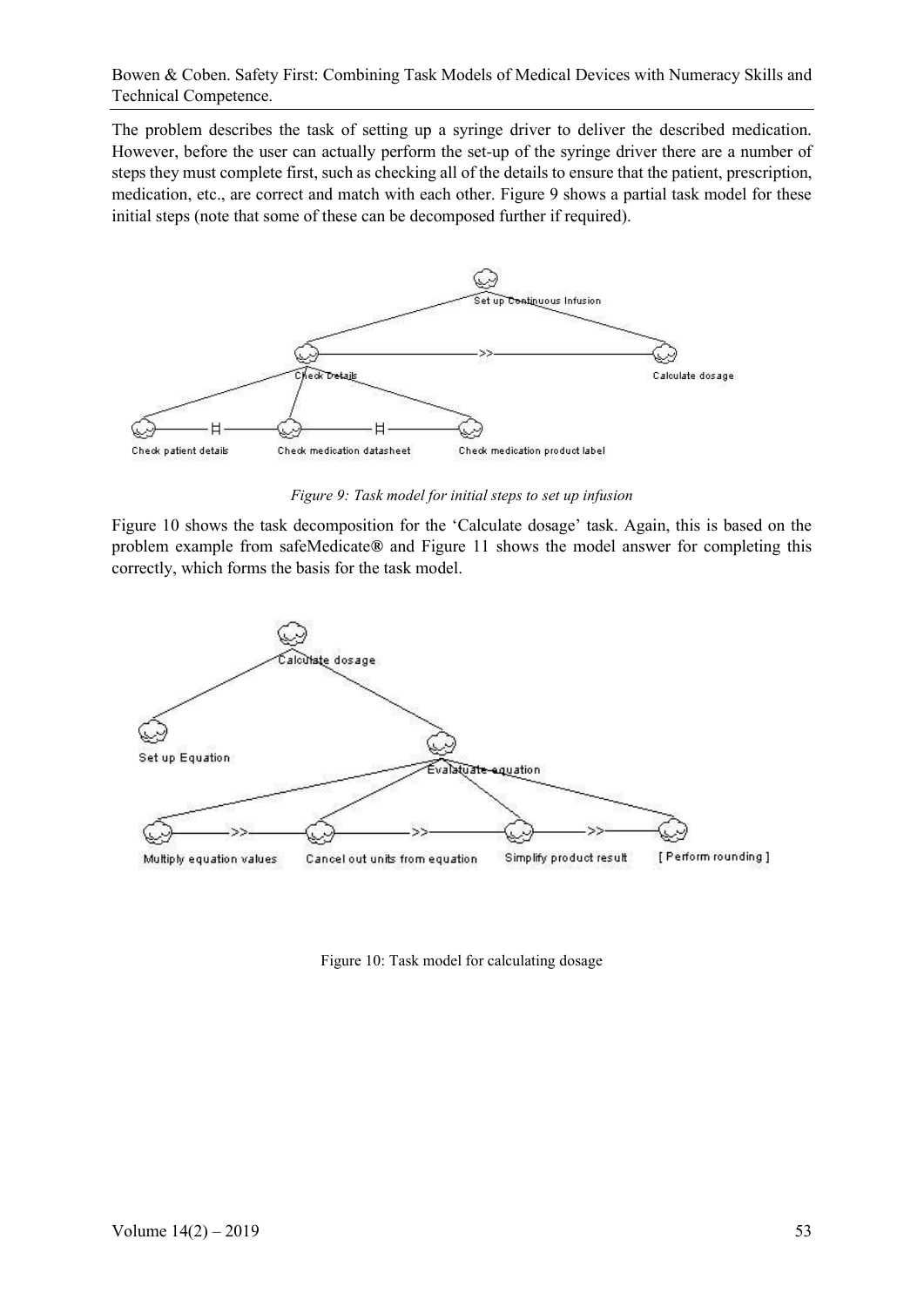The problem describes the task of setting up a syringe driver to deliver the described medication. However, before the user can actually perform the set-up of the syringe driver there are a number of steps they must complete first, such as checking all of the details to ensure that the patient, prescription, medication, etc., are correct and match with each other. Figure 9 shows a partial task model for these initial steps (note that some of these can be decomposed further if required).

*Figure 9: Task model for initial steps to set up infusion*

Figure 10 shows the task decomposition for the 'Calculate dosage' task. Again, this is based on the problem example from safeMedicate® and Figure 11 shows the model answer for completing this correctly, which forms the basis for the task model.

Figure 10: Task model for calculating dosage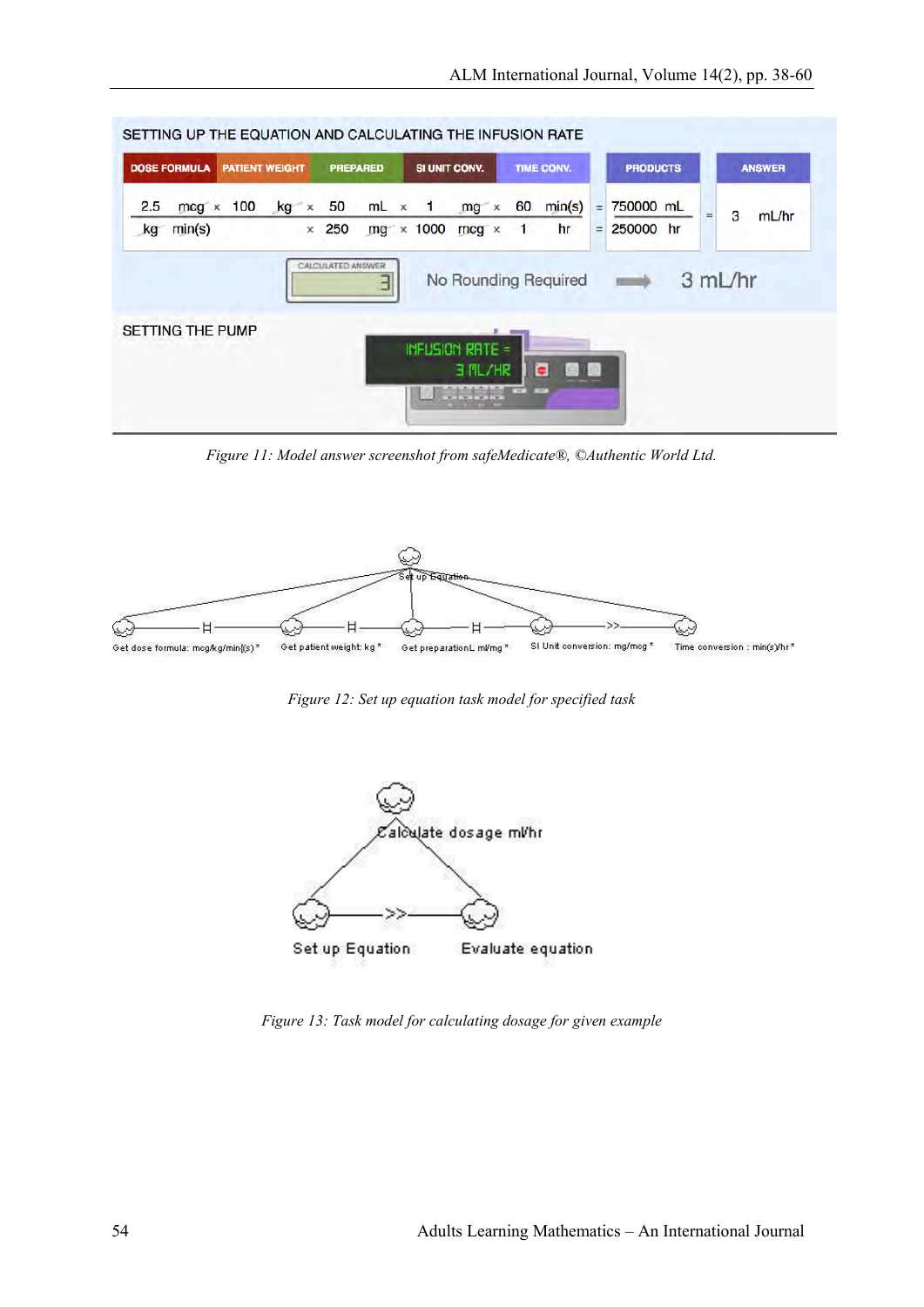*Figure 11: Model answer screenshot from safeMedicate®, ©Authentic World Ltd.*

*Figure 12: Set up equation task model for specified task*

*Figure 13: Task model for calculating dosage for given example*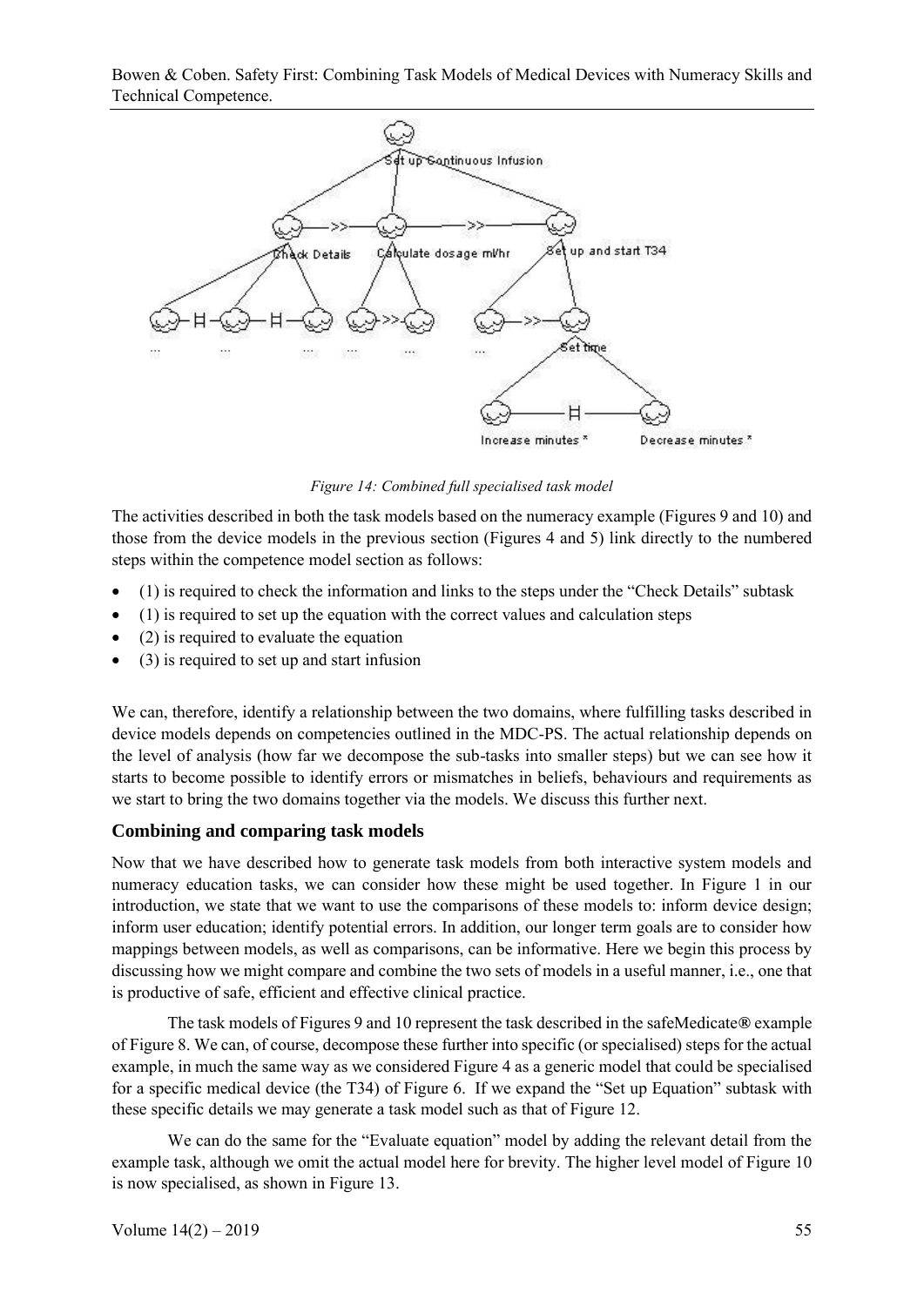*Figure 14: Combined full specialised task model*

The activities described in both the task models based on the numeracy example (Figures 9 and 10) and those from the device models in the previous section (Figures 4 and 5) link directly to the numbered steps within the competence model section as follows:

- (1) is required to check the information and links to the steps under the "Check Details" subtask
- (1) is required to set up the equation with the correct values and calculation steps
- (2) is required to evaluate the equation
- (3) is required to set up and start infusion

We can, therefore, identify a relationship between the two domains, where fulfilling tasks described in device models depends on competencies outlined in the MDC-PS. The actual relationship depends on the level of analysis (how far we decompose the sub-tasks into smaller steps) but we can see how it starts to become possible to identify errors or mismatches in beliefs, behaviours and requirements as we start to bring the two domains together via the models. We discuss this further next.

### Combining and comparing task models

Now that we have described how to generate task models from both interactive system models and numeracy education tasks, we can consider how these might be used together. In Figure 1 in our introduction, we state that we want to use the comparisons of these models to: inform device design; inform user education; identify potential errors. In addition, our longer term goals are to consider how mappings between models, as well as comparisons, can be informative. Here we begin this process by discussing how we might compare and combine the two sets of models in a useful manner, i.e., one that is productive of safe, efficient and effective clinical practice.

The task models of Figures 9 and 10 represent the task described in the safeMedicate® example of Figure 8. We can, of course, decompose these further into specific (or specialised) steps for the actual example, in much the same way as we considered Figure 4 as a generic model that could be specialised for a specific medical device (the T34) of Figure 6. If we expand the "Set up Equation" subtask with these specific details we may generate a task model such as that of Figure 12.

We can do the same for the "Evaluate equation" model by adding the relevant detail from the example task, although we omit the actual model here for brevity. The higher level model of Figure 10 is now specialised, as shown in Figure 13.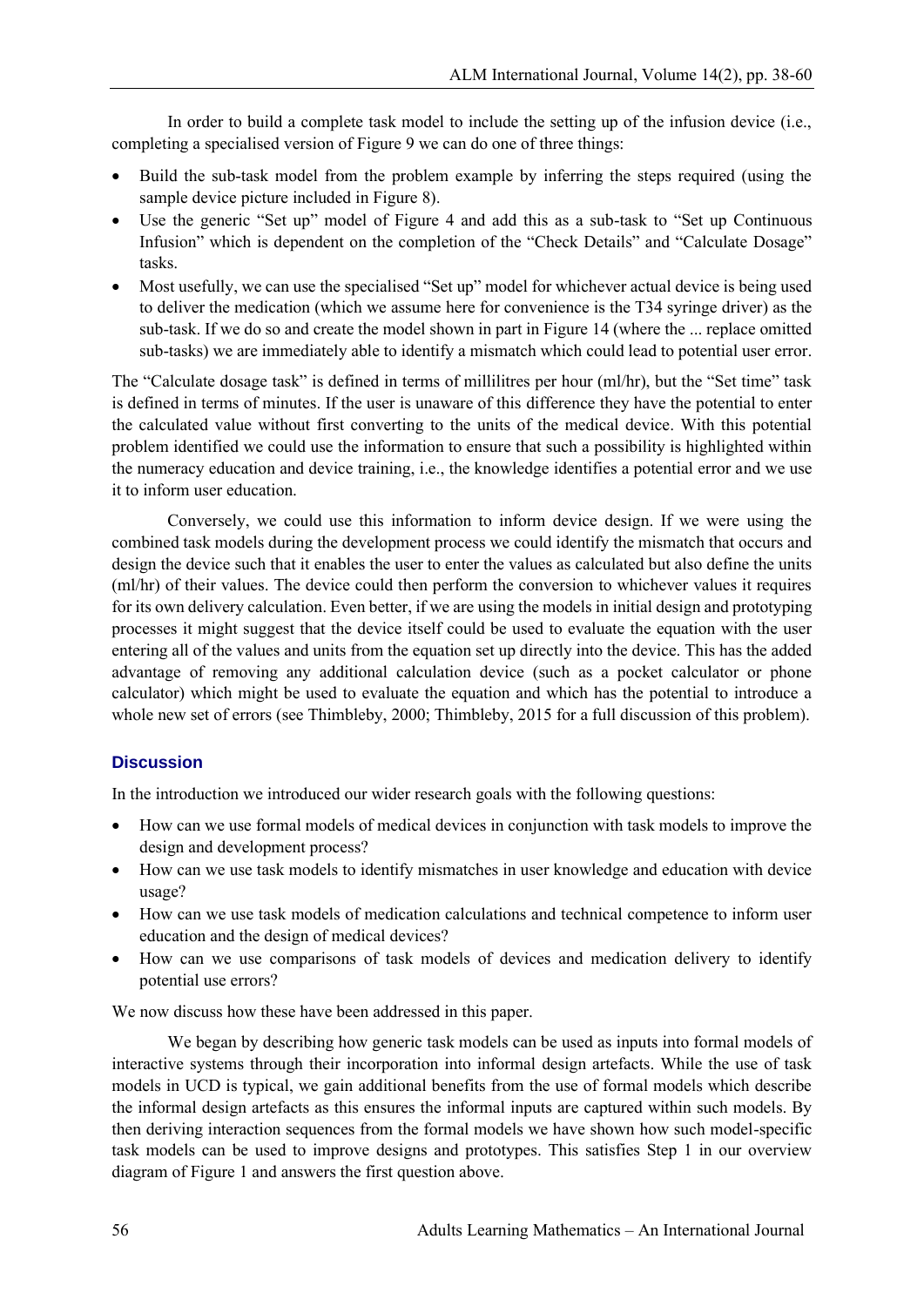In order to build a complete task model to include the setting up of the infusion device (i.e., completing a specialised version of Figure 9 we can do one of three things:

- Build the sub-task model from the problem example by inferring the steps required (using the sample device picture included in Figure 8).
- Use the generic "Set up" model of Figure 4 and add this as a sub-task to "Set up Continuous Infusion" which is dependent on the completion of the "Check Details" and "Calculate Dosage" tasks.
- Most usefully, we can use the specialised "Set up" model for whichever actual device is being used to deliver the medication (which we assume here for convenience is the T34 syringe driver) as the sub-task. If we do so and create the model shown in part in Figure 14 (where the ... replace omitted sub-tasks) we are immediately able to identify a mismatch which could lead to potential user error.

The "Calculate dosage task" is defined in terms of millilitres per hour (ml/hr), but the "Set time" task is defined in terms of minutes. If the user is unaware of this difference they have the potential to enter the calculated value without first converting to the units of the medical device. With this potential problem identified we could use the information to ensure that such a possibility is highlighted within the numeracy education and device training, i.e., the knowledge identifies a potential error and we use it to inform user education.

Conversely, we could use this information to inform device design. If we were using the combined task models during the development process we could identify the mismatch that occurs and design the device such that it enables the user to enter the values as calculated but also define the units (ml/hr) of their values. The device could then perform the conversion to whichever values it requires for its own delivery calculation. Even better, if we are using the models in initial design and prototyping processes it might suggest that the device itself could be used to evaluate the equation with the user entering all of the values and units from the equation set up directly into the device. This has the added advantage of removing any additional calculation device (such as a pocket calculator or phone calculator) which might be used to evaluate the equation and which has the potential to introduce a whole new set of errors (see Thimbleby, 2000; Thimbleby, 2015 for a full discussion of this problem).

## Discussion

In the introduction we introduced our wider research goals with the following questions:

- How can we use formal models of medical devices in conjunction with task models to improve the design and development process?
- How can we use task models to identify mismatches in user knowledge and education with device usage?
- How can we use task models of medication calculations and technical competence to inform user education and the design of medical devices?
- How can we use comparisons of task models of devices and medication delivery to identify potential use errors?

We now discuss how these have been addressed in this paper.

We began by describing how generic task models can be used as inputs into formal models of interactive systems through their incorporation into informal design artefacts. While the use of task models in UCD is typical, we gain additional benefits from the use of formal models which describe the informal design artefacts as this ensures the informal inputs are captured within such models. By then deriving interaction sequences from the formal models we have shown how such model-specific task models can be used to improve designs and prototypes. This satisfies Step 1 in our overview diagram of Figure 1 and answers the first question above.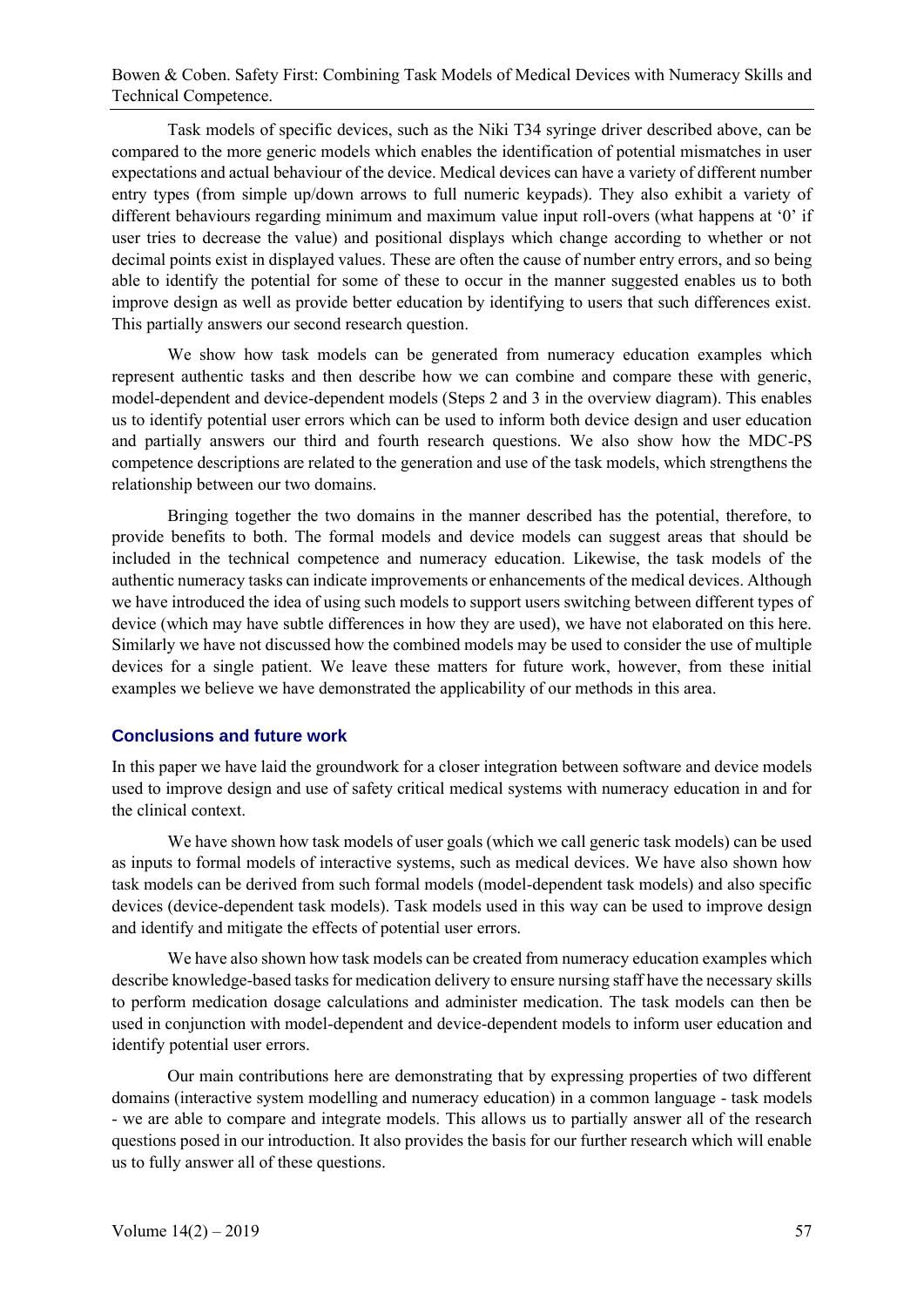Task models of specific devices, such as the Niki T34 syringe driver described above, can be compared to the more generic models which enables the identification of potential mismatches in user expectations and actual behaviour of the device. Medical devices can have a variety of different number entry types (from simple up/down arrows to full numeric keypads). They also exhibit a variety of different behaviours regarding minimum and maximum value input roll-overs (what happens at '0' if user tries to decrease the value) and positional displays which change according to whether or not decimal points exist in displayed values. These are often the cause of number entry errors, and so being able to identify the potential for some of these to occur in the manner suggested enables us to both improve design as well as provide better education by identifying to users that such differences exist. This partially answers our second research question.

We show how task models can be generated from numeracy education examples which represent authentic tasks and then describe how we can combine and compare these with generic, model-dependent and device-dependent models (Steps 2 and 3 in the overview diagram). This enables us to identify potential user errors which can be used to inform both device design and user education and partially answers our third and fourth research questions. We also show how the MDC-PS competence descriptions are related to the generation and use of the task models, which strengthens the relationship between our two domains.

Bringing together the two domains in the manner described has the potential, therefore, to provide benefits to both. The formal models and device models can suggest areas that should be included in the technical competence and numeracy education. Likewise, the task models of the authentic numeracy tasks can indicate improvements or enhancements of the medical devices. Although we have introduced the idea of using such models to support users switching between different types of device (which may have subtle differences in how they are used), we have not elaborated on this here. Similarly we have not discussed how the combined models may be used to consider the use of multiple devices for a single patient. We leave these matters for future work, however, from these initial examples we believe we have demonstrated the applicability of our methods in this area.

## Conclusions and future work

In this paper we have laid the groundwork for a closer integration between software and device models used to improve design and use of safety critical medical systems with numeracy education in and for the clinical context.

We have shown how task models of user goals (which we call generic task models) can be used as inputs to formal models of interactive systems, such as medical devices. We have also shown how task models can be derived from such formal models (model-dependent task models) and also specific devices (device-dependent task models). Task models used in this way can be used to improve design and identify and mitigate the effects of potential user errors.

We have also shown how task models can be created from numeracy education examples which describe knowledge-based tasks for medication delivery to ensure nursing staff have the necessary skills to perform medication dosage calculations and administer medication. The task models can then be used in conjunction with model-dependent and device-dependent models to inform user education and identify potential user errors.

Our main contributions here are demonstrating that by expressing properties of two different domains (interactive system modelling and numeracy education) in a common language - task models - we are able to compare and integrate models. This allows us to partially answer all of the research questions posed in our introduction. It also provides the basis for our further research which will enable us to fully answer all of these questions.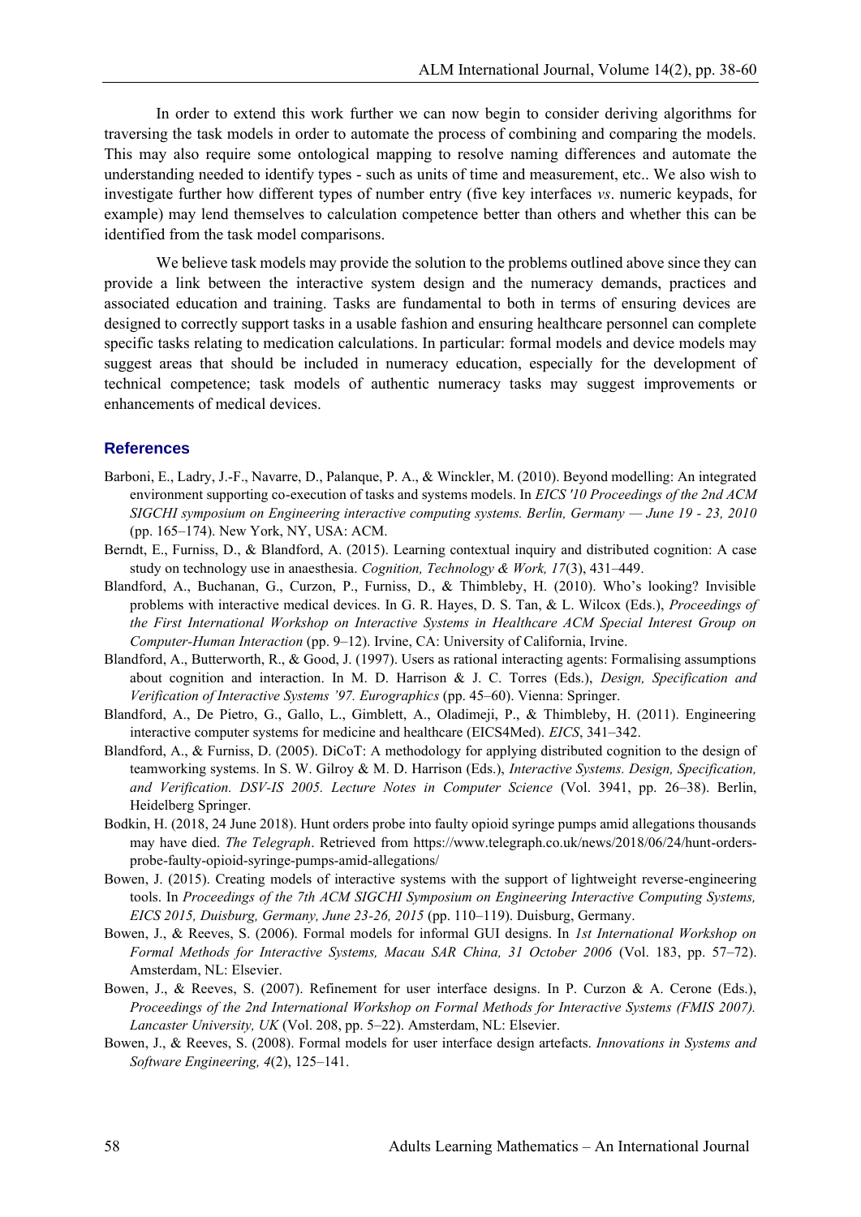In order to extend this work further we can now begin to consider deriving algorithms for traversing the task models in order to automate the process of combining and comparing the models. This may also require some ontological mapping to resolve naming differences and automate the understanding needed to identify types - such as units of time and measurement, etc.. We also wish to investigate further how different types of number entry (five key interfaces *vs*. numeric keypads, for example) may lend themselves to calculation competence better than others and whether this can be identified from the task model comparisons.

We believe task models may provide the solution to the problems outlined above since they can provide a link between the interactive system design and the numeracy demands, practices and associated education and training. Tasks are fundamental to both in terms of ensuring devices are designed to correctly support tasks in a usable fashion and ensuring healthcare personnel can complete specific tasks relating to medication calculations. In particular: formal models and device models may suggest areas that should be included in numeracy education, especially for the development of technical competence; task models of authentic numeracy tasks may suggest improvements or enhancements of medical devices.

## References

Barboni, E., Ladry, J.-F., Navarre, D., Palanque, P. A., & Winckler, M. (2010). Beyond modelling: An integrated environment supporting co-execution of tasks and systems models. In *EICS '10 Proceedings of the 2nd ACM SIGCHI symposium on Engineering interactive computing systems. Berlin, Germany — June 19 - 23, 2010* (pp. 165–174). New York, NY, USA: ACM.

Berndt, E., Furniss, D., & Blandford, A. (2015). Learning contextual inquiry and distributed cognition: A case study on technology use in anaesthesia. *Cognition, Technology & Work, 17*(3), 431–449.

Blandford, A., Buchanan, G., Curzon, P., Furniss, D., & Thimbleby, H. (2010). Who's looking? Invisible problems with interactive medical devices. In G. R. Hayes, D. S. Tan, & L. Wilcox (Eds.), *Proceedings of the First International Workshop on Interactive Systems in Healthcare ACM Special Interest Group on Computer-Human Interaction* (pp. 9–12). Irvine, CA: University of California, Irvine.

Blandford, A., Butterworth, R., & Good, J. (1997). Users as rational interacting agents: Formalising assumptions about cognition and interaction. In M. D. Harrison & J. C. Torres (Eds.), *Design, Specification and Verification of Interactive Systems '97. Eurographics* (pp. 45–60). Vienna: Springer.

Blandford, A., De Pietro, G., Gallo, L., Gimblett, A., Oladimeji, P., & Thimbleby, H. (2011). Engineering interactive computer systems for medicine and healthcare (EICS4Med). *EICS*, 341–342.

Blandford, A., & Furniss, D. (2005). DiCoT: A methodology for applying distributed cognition to the design of teamworking systems. In S. W. Gilroy & M. D. Harrison (Eds.), *Interactive Systems. Design, Specification, and Verification. DSV-IS 2005. Lecture Notes in Computer Science* (Vol. 3941, pp. 26–38). Berlin, Heidelberg Springer.

Bodkin, H. (2018, 24 June 2018). Hunt orders probe into faulty opioid syringe pumps amid allegations thousands may have died. *The Telegraph*. Retrieved from https://www.telegraph.co.uk/news/2018/06/24/hunt-orders-probe-faulty-opioid-syringe-pumps-amid-allegations/

Bowen, J. (2015). Creating models of interactive systems with the support of lightweight reverse-engineering tools. In *Proceedings of the 7th ACM SIGCHI Symposium on Engineering Interactive Computing Systems, EICS 2015, Duisburg, Germany, June 23-26, 2015* (pp. 110–119). Duisburg, Germany.

Bowen, J., & Reeves, S. (2006). Formal models for informal GUI designs. In *1st International Workshop on Formal Methods for Interactive Systems, Macau SAR China, 31 October 2006* (Vol. 183, pp. 57–72). Amsterdam, NL: Elsevier.

Bowen, J., & Reeves, S. (2007). Refinement for user interface designs. In P. Curzon & A. Cerone (Eds.), *Proceedings of the 2nd International Workshop on Formal Methods for Interactive Systems (FMIS 2007). Lancaster University, UK* (Vol. 208, pp. 5–22). Amsterdam, NL: Elsevier.

Bowen, J., & Reeves, S. (2008). Formal models for user interface design artefacts. *Innovations in Systems and Software Engineering, 4*(2), 125–141.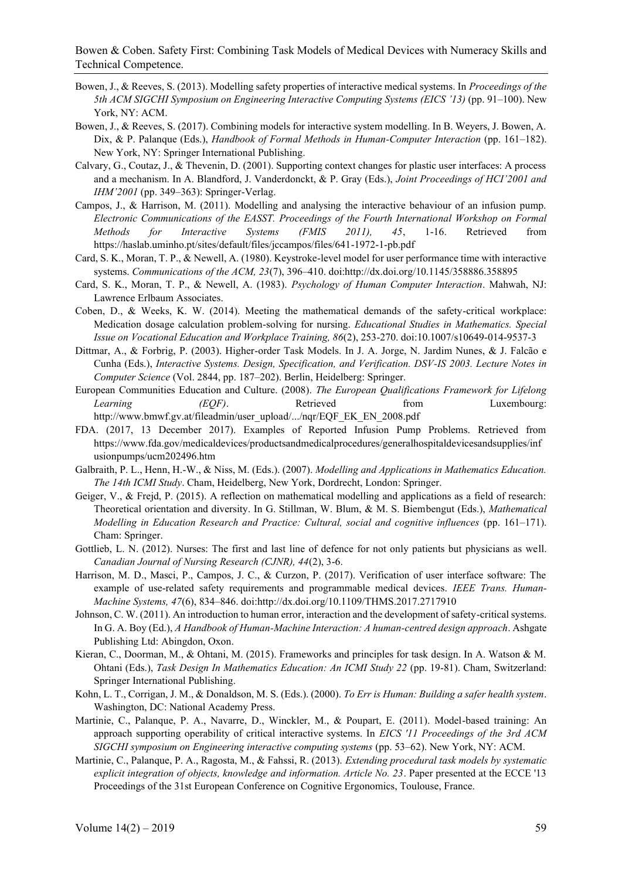Bowen, J., & Reeves, S. (2013). Modelling safety properties of interactive medical systems. In *Proceedings of the 5th ACM SIGCHI Symposium on Engineering Interactive Computing Systems (EICS '13)* (pp. 91–100). New York, NY: ACM.

Bowen, J., & Reeves, S. (2017). Combining models for interactive system modelling. In B. Weyers, J. Bowen, A. Dix, & P. Palanque (Eds.), *Handbook of Formal Methods in Human-Computer Interaction* (pp. 161–182). New York, NY: Springer International Publishing.

Calvary, G., Coutaz, J., & Thevenin, D. (2001). Supporting context changes for plastic user interfaces: A process and a mechanism. In A. Blandford, J. Vanderdonckt, & P. Gray (Eds.), *Joint Proceedings of HCI'2001 and IHM'2001* (pp. 349–363): Springer-Verlag.

Campos, J., & Harrison, M. (2011). Modelling and analysing the interactive behaviour of an infusion pump. *Electronic Communications of the EASST. Proceedings of the Fourth International Workshop on Formal Methods for Interactive Systems (FMIS 2011), 45*, 1-16. Retrieved from https://haslab.uminho.pt/sites/default/files/jccampos/files/641-1972-1-pb.pdf

Card, S. K., Moran, T. P., & Newell, A. (1980). Keystroke-level model for user performance time with interactive systems. *Communications of the ACM, 23*(7), 396–410. doi:http://dx.doi.org/10.1145/358886.358895

Card, S. K., Moran, T. P., & Newell, A. (1983). *Psychology of Human Computer Interaction*. Mahwah, NJ: Lawrence Erlbaum Associates.

Coben, D., & Weeks, K. W. (2014). Meeting the mathematical demands of the safety-critical workplace: Medication dosage calculation problem-solving for nursing. *Educational Studies in Mathematics. Special Issue on Vocational Education and Workplace Training, 86*(2), 253-270. doi:10.1007/s10649-014-9537-3

Dittmar, A., & Forbrig, P. (2003). Higher-order Task Models. In J. A. Jorge, N. Jardim Nunes, & J. Falcão e Cunha (Eds.), *Interactive Systems. Design, Specification, and Verification. DSV-IS 2003. Lecture Notes in Computer Science* (Vol. 2844, pp. 187–202). Berlin, Heidelberg: Springer.

European Communities Education and Culture. (2008). *The European Qualifications Framework for Lifelong Learning (EQF)*. Retrieved from Luxembourg: http://www.bmwf.gv.at/fileadmin/user_upload/.../nqr/EQF_EK_EN_2008.pdf

FDA. (2017, 13 December 2017). Examples of Reported Infusion Pump Problems. Retrieved from https://www.fda.gov/medicaldevices/productsandmedicalprocedures/generalhospitaldevicesandsupplies/infusionpumps/ucm202496.htm

Galbraith, P. L., Henn, H.-W., & Niss, M. (Eds.). (2007). *Modelling and Applications in Mathematics Education. The 14th ICMI Study*. Cham, Heidelberg, New York, Dordrecht, London: Springer.

Geiger, V., & Frejd, P. (2015). A reflection on mathematical modelling and applications as a field of research: Theoretical orientation and diversity. In G. Stillman, W. Blum, & M. S. Biembengut (Eds.), *Mathematical Modelling in Education Research and Practice: Cultural, social and cognitive influences* (pp. 161–171). Cham: Springer.

Gottlieb, L. N. (2012). Nurses: The first and last line of defence for not only patients but physicians as well. *Canadian Journal of Nursing Research (CJNR), 44*(2), 3-6.

Harrison, M. D., Masci, P., Campos, J. C., & Curzon, P. (2017). Verification of user interface software: The example of use-related safety requirements and programmable medical devices. *IEEE Trans. Human-Machine Systems, 47*(6), 834–846. doi:http://dx.doi.org/10.1109/THMS.2017.2717910

Johnson, C. W. (2011). An introduction to human error, interaction and the development of safety-critical systems. In G. A. Boy (Ed.), *A Handbook of Human-Machine Interaction: A human-centred design approach*. Ashgate Publishing Ltd: Abingdon, Oxon.

Kieran, C., Doorman, M., & Ohtani, M. (2015). Frameworks and principles for task design. In A. Watson & M. Ohtani (Eds.), *Task Design In Mathematics Education: An ICMI Study 22* (pp. 19-81). Cham, Switzerland: Springer International Publishing.

Kohn, L. T., Corrigan, J. M., & Donaldson, M. S. (Eds.). (2000). *To Err is Human: Building a safer health system*. Washington, DC: National Academy Press.

Martinie, C., Palanque, P. A., Navarre, D., Winckler, M., & Poupart, E. (2011). Model-based training: An approach supporting operability of critical interactive systems. In *EICS '11 Proceedings of the 3rd ACM SIGCHI symposium on Engineering interactive computing systems* (pp. 53–62). New York, NY: ACM.

Martinie, C., Palanque, P. A., Ragosta, M., & Fahssi, R. (2013). *Extending procedural task models by systematic explicit integration of objects, knowledge and information. Article No. 23*. Paper presented at the ECCE '13 Proceedings of the 31st European Conference on Cognitive Ergonomics, Toulouse, France.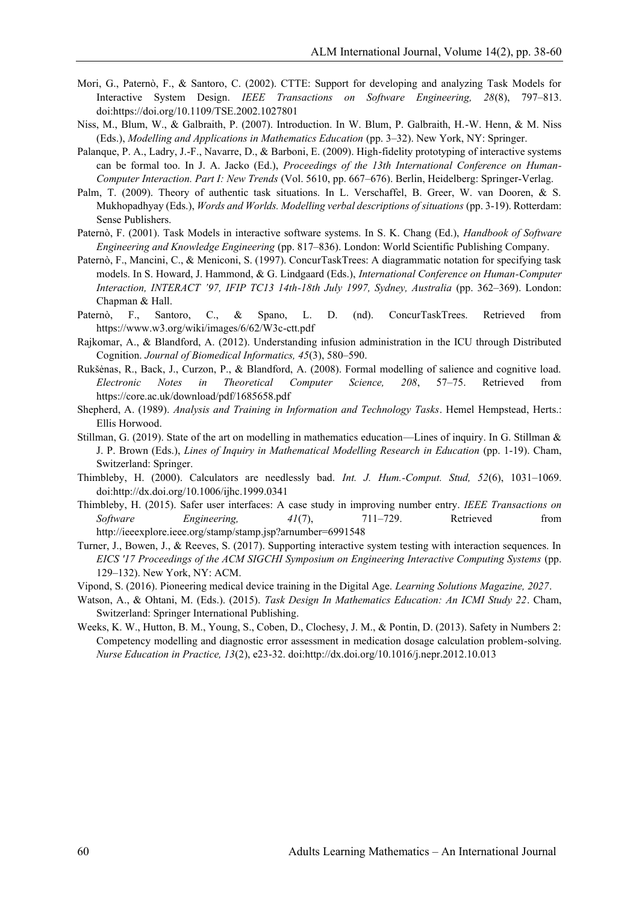Mori, G., Paternò, F., & Santoro, C. (2002). CTTE: Support for developing and analyzing Task Models for Interactive System Design. *IEEE Transactions on Software Engineering, 28*(8), 797–813. doi:https://doi.org/10.1109/TSE.2002.1027801

Niss, M., Blum, W., & Galbraith, P. (2007). Introduction. In W. Blum, P. Galbraith, H.-W. Henn, & M. Niss (Eds.), *Modelling and Applications in Mathematics Education* (pp. 3–32). New York, NY: Springer.

Palanque, P. A., Ladry, J.-F., Navarre, D., & Barboni, E. (2009). High-fidelity prototyping of interactive systems can be formal too. In J. A. Jacko (Ed.), *Proceedings of the 13th International Conference on Human-Computer Interaction. Part I: New Trends* (Vol. 5610, pp. 667–676). Berlin, Heidelberg: Springer-Verlag.

Palm, T. (2009). Theory of authentic task situations. In L. Verschaffel, B. Greer, W. van Dooren, & S. Mukhopadhyay (Eds.), *Words and Worlds. Modelling verbal descriptions of situations* (pp. 3-19). Rotterdam: Sense Publishers.

Paternò, F. (2001). Task Models in interactive software systems. In S. K. Chang (Ed.), *Handbook of Software Engineering and Knowledge Engineering* (pp. 817–836). London: World Scientific Publishing Company.

Paternò, F., Mancini, C., & Meniconi, S. (1997). ConcurTaskTrees: A diagrammatic notation for specifying task models. In S. Howard, J. Hammond, & G. Lindgaard (Eds.), *International Conference on Human-Computer Interaction, INTERACT '97, IFIP TC13 14th-18th July 1997, Sydney, Australia* (pp. 362–369). London: Chapman & Hall.

Paternò, F., Santoro, C., & Spano, L. D. (nd). ConcurTaskTrees. Retrieved from https://www.w3.org/wiki/images/6/62/W3c-ctt.pdf

Rajkomar, A., & Blandford, A. (2012). Understanding infusion administration in the ICU through Distributed Cognition. *Journal of Biomedical Informatics, 45*(3), 580–590.

Rukšėnas, R., Back, J., Curzon, P., & Blandford, A. (2008). Formal modelling of salience and cognitive load. *Electronic Notes in Theoretical Computer Science, 208*, 57–75. Retrieved from https://core.ac.uk/download/pdf/1685658.pdf

Shepherd, A. (1989). *Analysis and Training in Information and Technology Tasks*. Hemel Hempstead, Herts.: Ellis Horwood.

Stillman, G. (2019). State of the art on modelling in mathematics education—Lines of inquiry. In G. Stillman & J. P. Brown (Eds.), *Lines of Inquiry in Mathematical Modelling Research in Education* (pp. 1-19). Cham, Switzerland: Springer.

Thimbleby, H. (2000). Calculators are needlessly bad. *Int. J. Hum.-Comput. Stud, 52*(6), 1031–1069. doi:http://dx.doi.org/10.1006/ijhc.1999.0341

Thimbleby, H. (2015). Safer user interfaces: A case study in improving number entry. *IEEE Transactions on Software Engineering, 41*(7), 711–729. Retrieved from http://ieeexplore.ieee.org/stamp/stamp.jsp?arnumber=6991548

Turner, J., Bowen, J., & Reeves, S. (2017). Supporting interactive system testing with interaction sequences. In *EICS '17 Proceedings of the ACM SIGCHI Symposium on Engineering Interactive Computing Systems* (pp. 129–132). New York, NY: ACM.

Vipond, S. (2016). Pioneering medical device training in the Digital Age. *Learning Solutions Magazine, 2027*.

Watson, A., & Ohtani, M. (Eds.). (2015). *Task Design In Mathematics Education: An ICMI Study 22*. Cham, Switzerland: Springer International Publishing.

Weeks, K. W., Hutton, B. M., Young, S., Coben, D., Clochesy, J. M., & Pontin, D. (2013). Safety in Numbers 2: Competency modelling and diagnostic error assessment in medication dosage calculation problem-solving. *Nurse Education in Practice, 13*(2), e23-32. doi:http://dx.doi.org/10.1016/j.nepr.2012.10.013